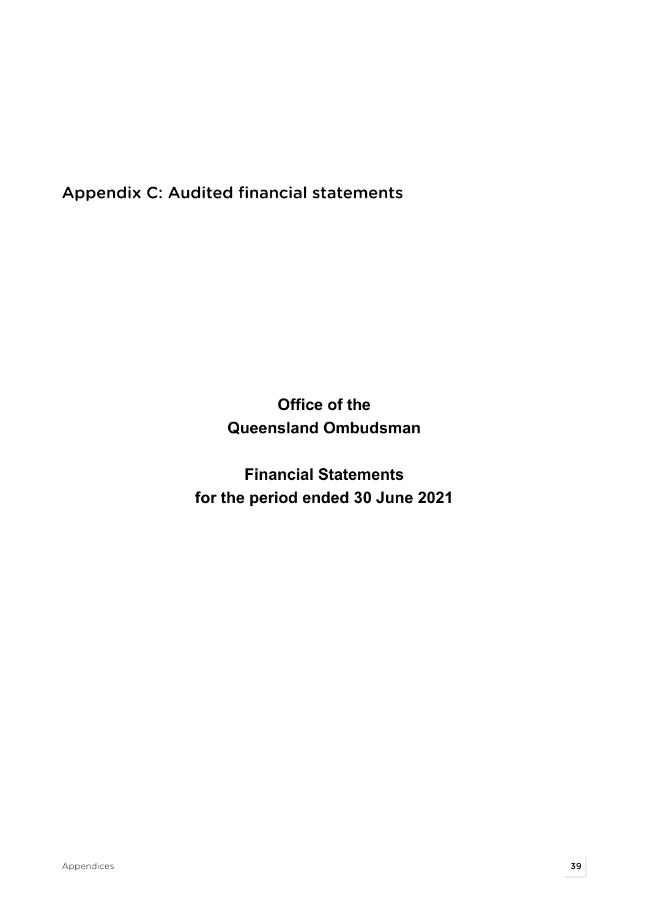# Appendix C: Audited financial statements

**Office of the Queensland Ombudsman**

**Financial Statements for the period ended 30 June 2021**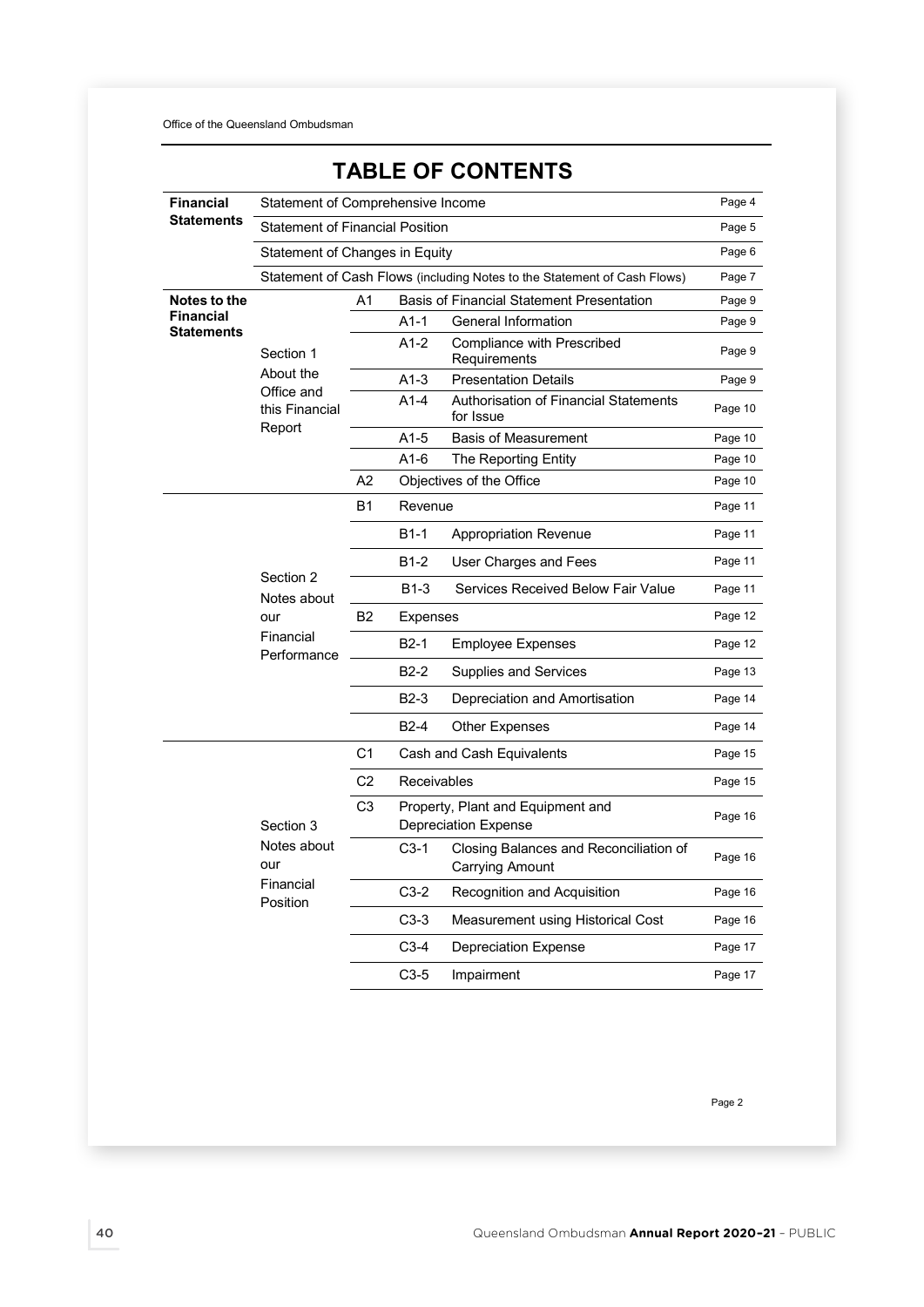# TABLE OF CONTENTS

| | | | | | |
|---|---|---|---|---|---|
| **Financial Statements** | Statement of Comprehensive Income | | | | Page 4 |
| | Statement of Financial Position | | | | Page 5 |
| | Statement of Changes in Equity | | | | Page 6 |
| | Statement of Cash Flows (including Notes to the Statement of Cash Flows) | | | | Page 7 |
| **Notes to the Financial Statements** | Section 1 About the Office and this Financial Report | A1 | Basis of Financial Statement Presentation | | Page 9 |
| | | | A1-1 | General Information | Page 9 |
| | | | A1-2 | Compliance with Prescribed Requirements | Page 9 |
| | | | A1-3 | Presentation Details | Page 9 |
| | | | A1-4 | Authorisation of Financial Statements for Issue | Page 10 |
| | | | A1-5 | Basis of Measurement | Page 10 |
| | | | A1-6 | The Reporting Entity | Page 10 |
| | | A2 | Objectives of the Office | | Page 10 |
| | Section 2 Notes about our Financial Performance | B1 | Revenue | | Page 11 |
| | | | B1-1 | Appropriation Revenue | Page 11 |
| | | | B1-2 | User Charges and Fees | Page 11 |
| | | | B1-3 | Services Received Below Fair Value | Page 11 |
| | | B2 | Expenses | | Page 12 |
| | | | B2-1 | Employee Expenses | Page 12 |
| | | | B2-2 | Supplies and Services | Page 13 |
| | | | B2-3 | Depreciation and Amortisation | Page 14 |
| | | | B2-4 | Other Expenses | Page 14 |
| | Section 3 Notes about our Financial Position | C1 | Cash and Cash Equivalents | | Page 15 |
| | | C2 | Receivables | | Page 15 |
| | | C3 | Property, Plant and Equipment and Depreciation Expense | | Page 16 |
| | | | C3-1 | Closing Balances and Reconciliation of Carrying Amount | Page 16 |
| | | | C3-2 | Recognition and Acquisition | Page 16 |
| | | | C3-3 | Measurement using Historical Cost | Page 16 |
| | | | C3-4 | Depreciation Expense | Page 17 |
| | | | C3-5 | Impairment | Page 17 |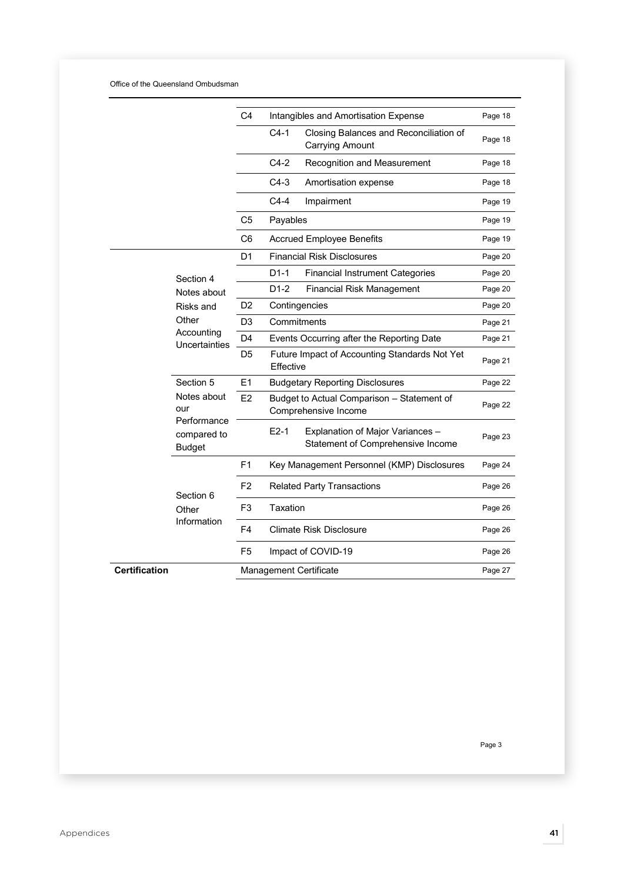| | | | | |
|---|---|---|---|---|
| | C4 | Intangibles and Amortisation Expense | | Page 18 |
| | | C4-1 | Closing Balances and Reconciliation of Carrying Amount | Page 18 |
| | | C4-2 | Recognition and Measurement | Page 18 |
| | | C4-3 | Amortisation expense | Page 18 |
| | | C4-4 | Impairment | Page 19 |
| | C5 | Payables | | Page 19 |
| | C6 | Accrued Employee Benefits | | Page 19 |
| Section 4 Notes about Risks and Other Accounting Uncertainties | D1 | Financial Risk Disclosures | | Page 20 |
| | | D1-1 | Financial Instrument Categories | Page 20 |
| | | D1-2 | Financial Risk Management | Page 20 |
| | D2 | Contingencies | | Page 20 |
| | D3 | Commitments | | Page 21 |
| | D4 | Events Occurring after the Reporting Date | | Page 21 |
| | D5 | Future Impact of Accounting Standards Not Yet Effective | | Page 21 |
| Section 5 Notes about our Performance compared to Budget | E1 | Budgetary Reporting Disclosures | | Page 22 |
| | E2 | Budget to Actual Comparison – Statement of Comprehensive Income | | Page 22 |
| | | E2-1 | Explanation of Major Variances – Statement of Comprehensive Income | Page 23 |
| Section 6 Other Information | F1 | Key Management Personnel (KMP) Disclosures | | Page 24 |
| | F2 | Related Party Transactions | | Page 26 |
| | F3 | Taxation | | Page 26 |
| | F4 | Climate Risk Disclosure | | Page 26 |
| | F5 | Impact of COVID-19 | | Page 26 |
| **Certification** | Management Certificate | | | Page 27 |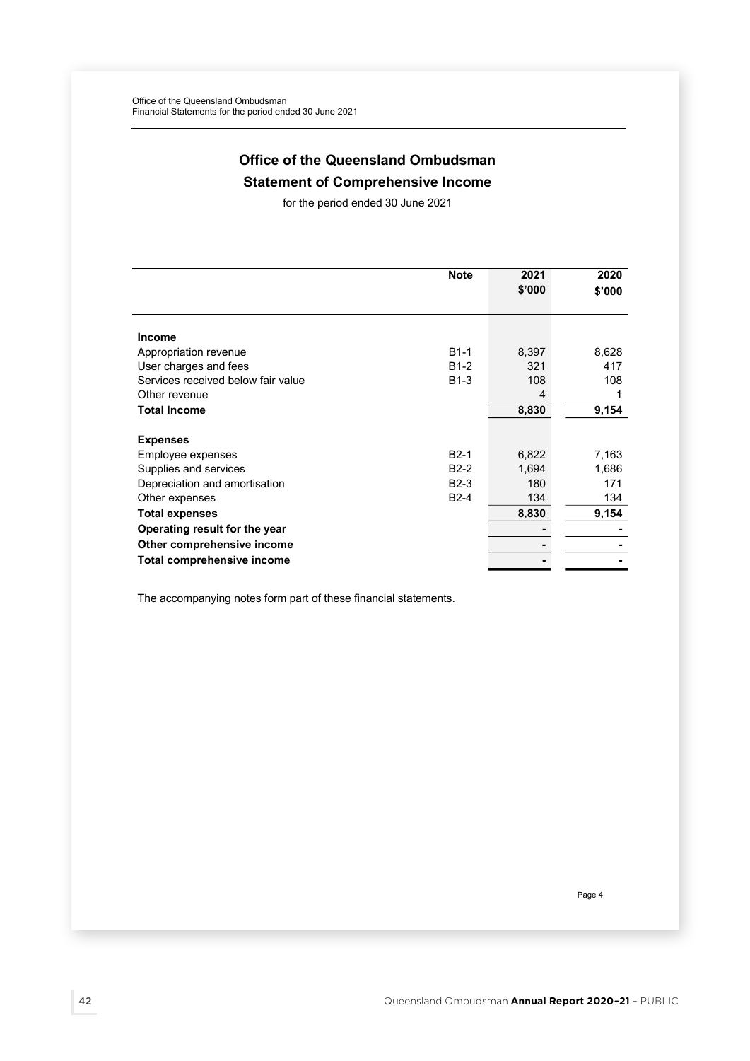# Office of the Queensland Ombudsman

## Statement of Comprehensive Income

for the period ended 30 June 2021

| | Note | 2021 $'000 | 2020 $'000 |
|---|---|---|---|
| **Income** | | | |
| Appropriation revenue | B1-1 | 8,397 | 8,628 |
| User charges and fees | B1-2 | 321 | 417 |
| Services received below fair value | B1-3 | 108 | 108 |
| Other revenue | | 4 | 1 |
| **Total Income** | | **8,830** | **9,154** |
| **Expenses** | | | |
| Employee expenses | B2-1 | 6,822 | 7,163 |
| Supplies and services | B2-2 | 1,694 | 1,686 |
| Depreciation and amortisation | B2-3 | 180 | 171 |
| Other expenses | B2-4 | 134 | 134 |
| **Total expenses** | | **8,830** | **9,154** |
| **Operating result for the year** | | **-** | **-** |
| **Other comprehensive income** | | **-** | **-** |
| **Total comprehensive income** | | **-** | **-** |

The accompanying notes form part of these financial statements.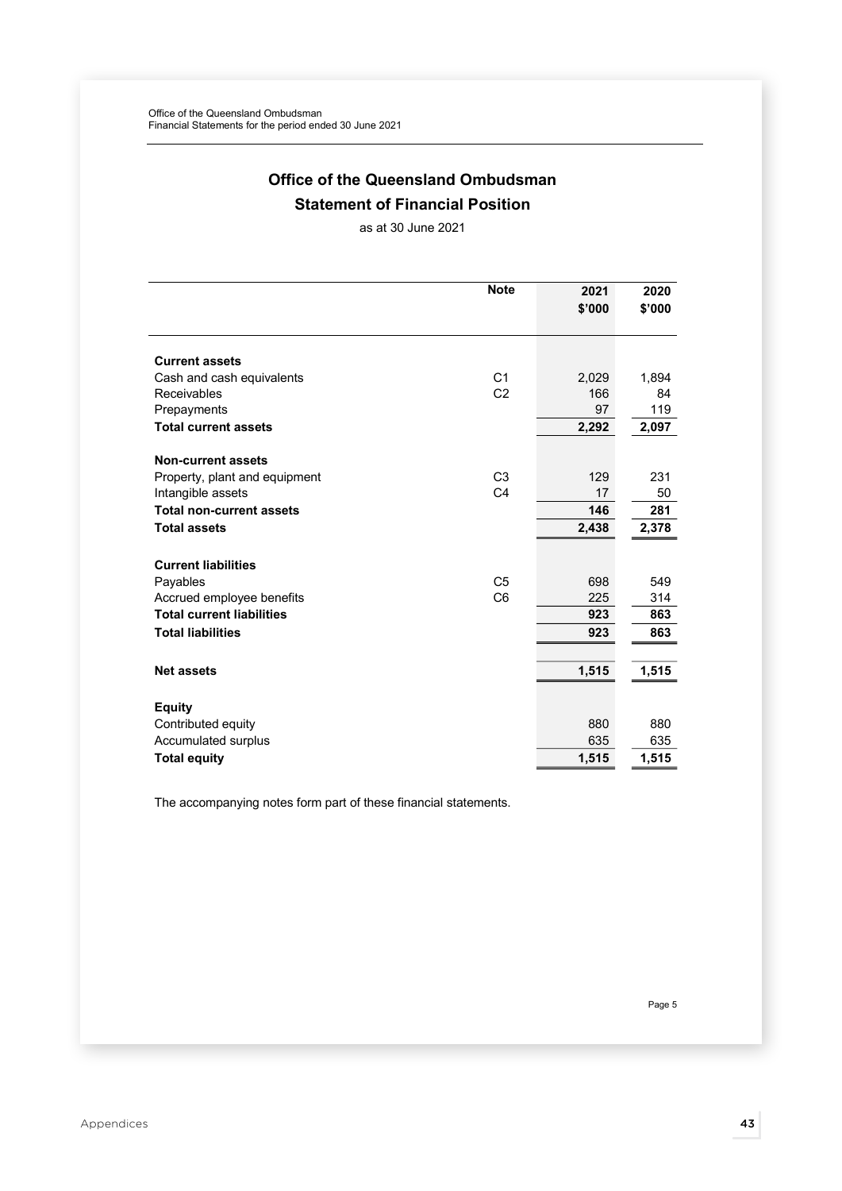# Office of the Queensland Ombudsman

## Statement of Financial Position

as at 30 June 2021

| | Note | 2021 $'000 | 2020 $'000 |
|---|---|---|---|
| **Current assets** | | | |
| Cash and cash equivalents | C1 | 2,029 | 1,894 |
| Receivables | C2 | 166 | 84 |
| Prepayments | | 97 | 119 |
| **Total current assets** | | **2,292** | **2,097** |
| **Non-current assets** | | | |
| Property, plant and equipment | C3 | 129 | 231 |
| Intangible assets | C4 | 17 | 50 |
| **Total non-current assets** | | **146** | **281** |
| **Total assets** | | **2,438** | **2,378** |
| **Current liabilities** | | | |
| Payables | C5 | 698 | 549 |
| Accrued employee benefits | C6 | 225 | 314 |
| **Total current liabilities** | | **923** | **863** |
| **Total liabilities** | | **923** | **863** |
| **Net assets** | | **1,515** | **1,515** |
| **Equity** | | | |
| Contributed equity | | 880 | 880 |
| Accumulated surplus | | 635 | 635 |
| **Total equity** | | **1,515** | **1,515** |

The accompanying notes form part of these financial statements.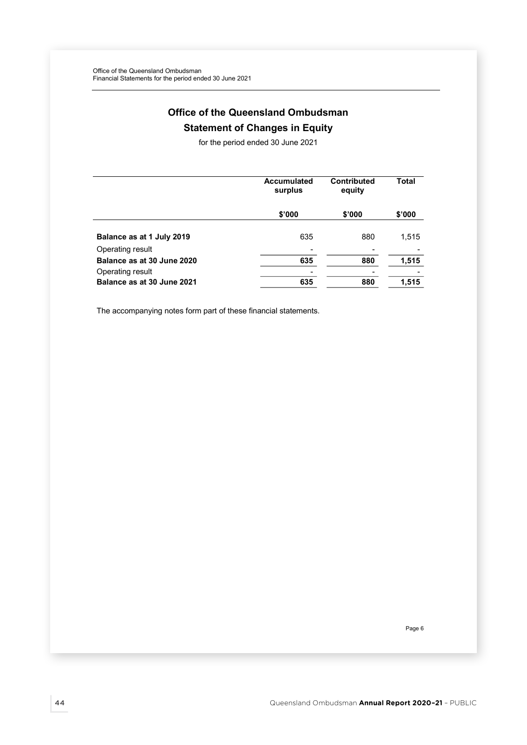# Office of the Queensland Ombudsman

## Statement of Changes in Equity

for the period ended 30 June 2021

| | Accumulated surplus | Contributed equity | Total |
|---|---|---|---|
| | $'000 | $'000 | $'000 |
| **Balance as at 1 July 2019** | 635 | 880 | 1,515 |
| Operating result | - | - | - |
| **Balance as at 30 June 2020** | **635** | **880** | **1,515** |
| Operating result | - | - | - |
| **Balance as at 30 June 2021** | **635** | **880** | **1,515** |

The accompanying notes form part of these financial statements.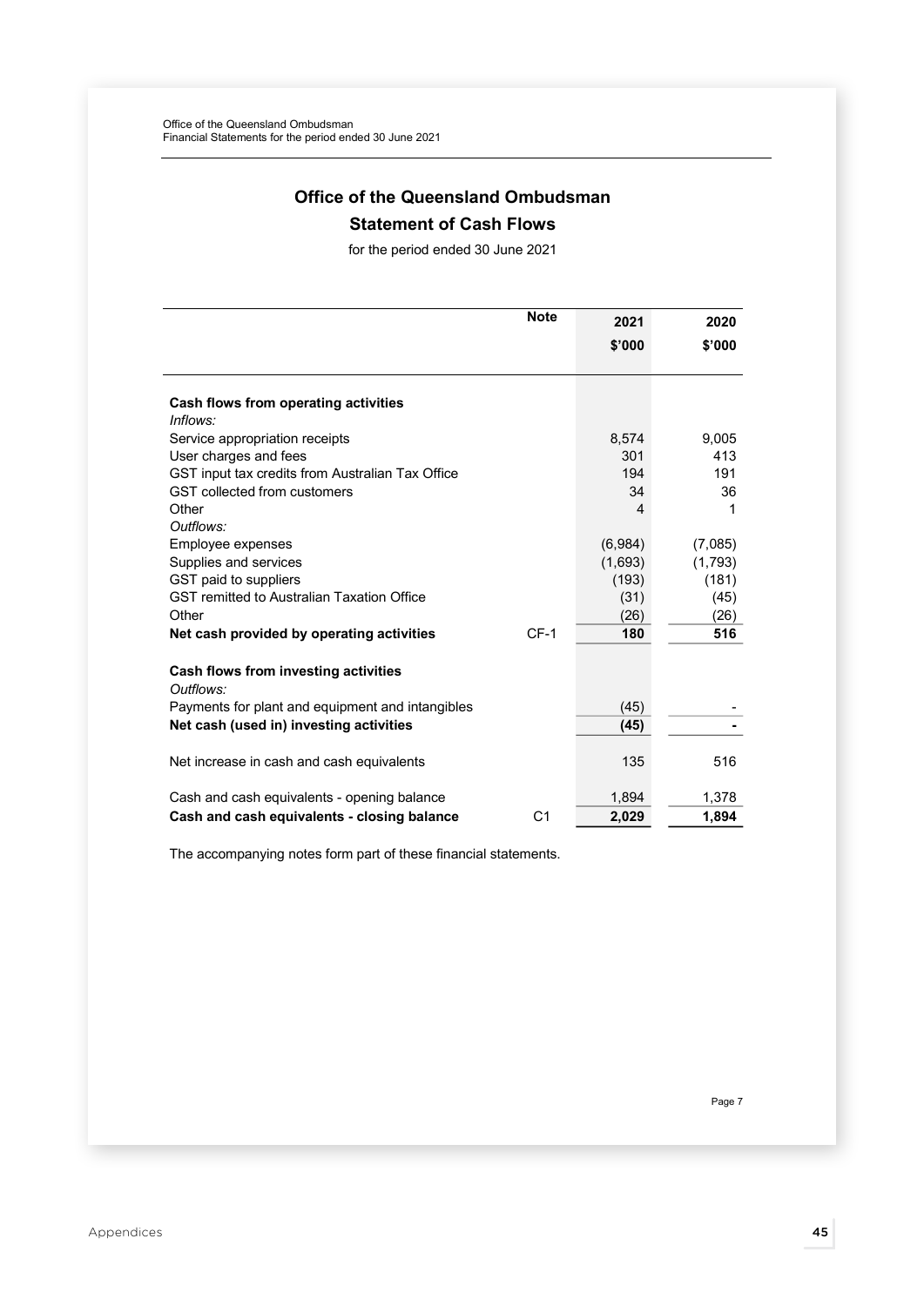# Office of the Queensland Ombudsman

## Statement of Cash Flows

for the period ended 30 June 2021

| | Note | 2021 $'000 | 2020 $'000 |
|---|---|---|---|
| **Cash flows from operating activities** | | | |
| *Inflows:* | | | |
| Service appropriation receipts | | 8,574 | 9,005 |
| User charges and fees | | 301 | 413 |
| GST input tax credits from Australian Tax Office | | 194 | 191 |
| GST collected from customers | | 34 | 36 |
| Other | | 4 | 1 |
| *Outflows:* | | | |
| Employee expenses | | (6,984) | (7,085) |
| Supplies and services | | (1,693) | (1,793) |
| GST paid to suppliers | | (193) | (181) |
| GST remitted to Australian Taxation Office | | (31) | (45) |
| Other | | (26) | (26) |
| **Net cash provided by operating activities** | CF-1 | **180** | **516** |
| **Cash flows from investing activities** | | | |
| *Outflows:* | | | |
| Payments for plant and equipment and intangibles | | (45) | - |
| **Net cash (used in) investing activities** | | **(45)** | **-** |
| Net increase in cash and cash equivalents | | 135 | 516 |
| Cash and cash equivalents - opening balance | | 1,894 | 1,378 |
| **Cash and cash equivalents - closing balance** | C1 | **2,029** | **1,894** |

The accompanying notes form part of these financial statements.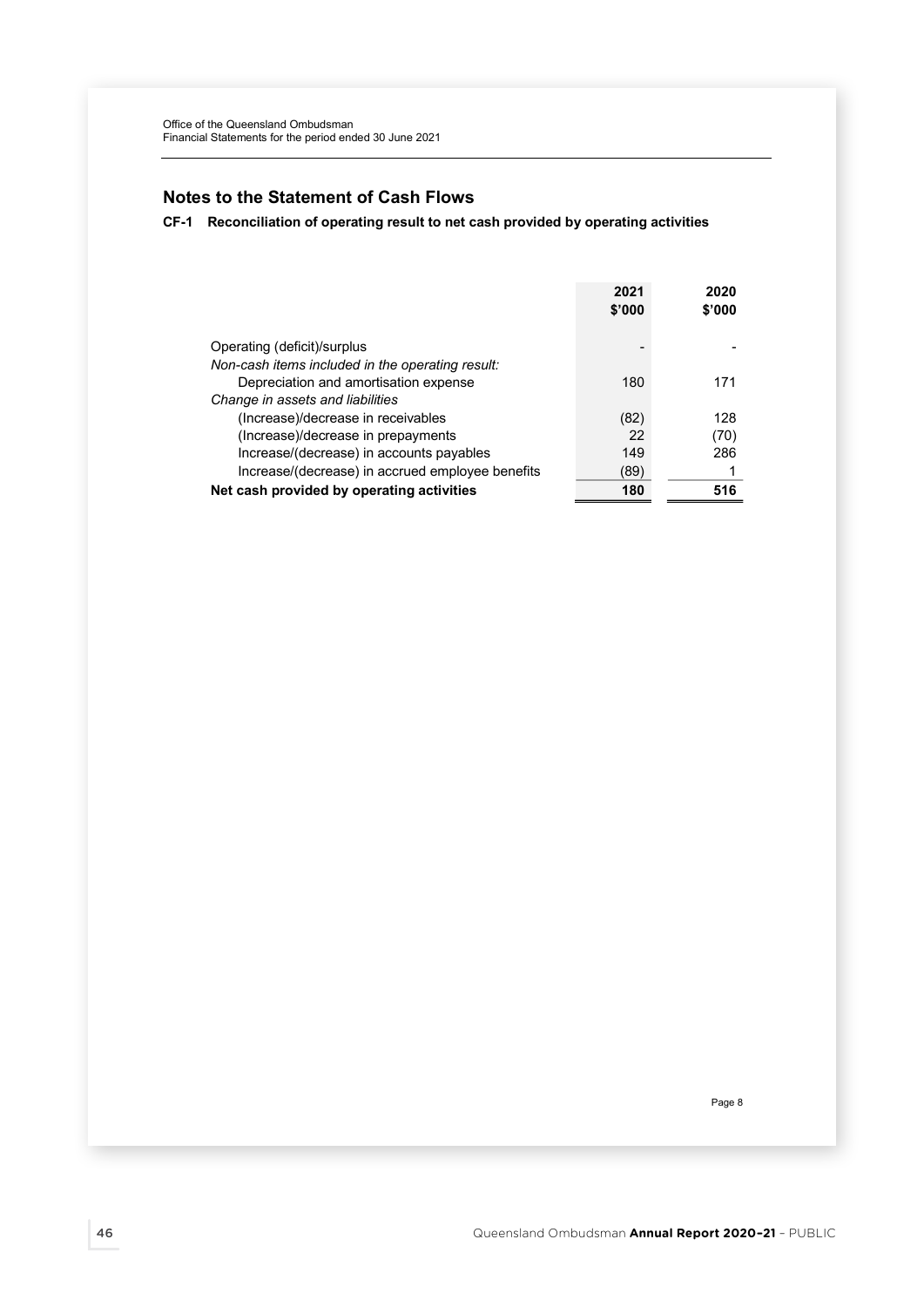## Notes to the Statement of Cash Flows

### CF-1 Reconciliation of operating result to net cash provided by operating activities

| | 2021 $'000 | 2020 $'000 |
|---|---|---|
| Operating (deficit)/surplus | - | - |
| *Non-cash items included in the operating result:* | | |
| Depreciation and amortisation expense | 180 | 171 |
| *Change in assets and liabilities* | | |
| (Increase)/decrease in receivables | (82) | 128 |
| (Increase)/decrease in prepayments | 22 | (70) |
| Increase/(decrease) in accounts payables | 149 | 286 |
| Increase/(decrease) in accrued employee benefits | (89) | 1 |
| **Net cash provided by operating activities** | **180** | **516** |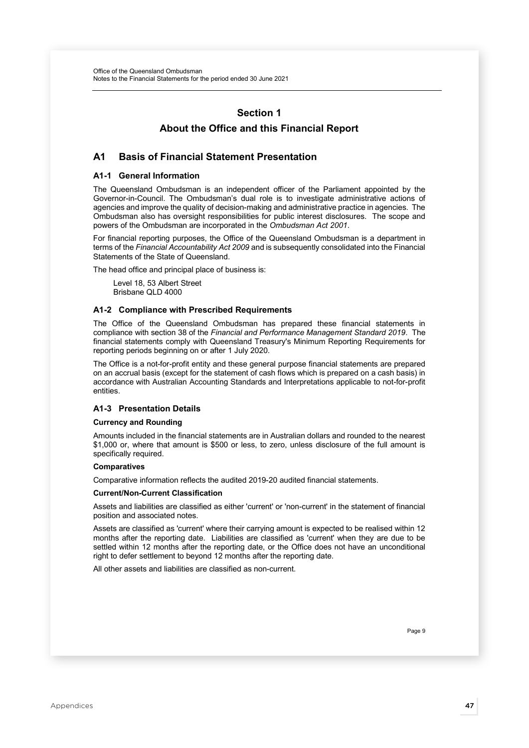# Section 1

# About the Office and this Financial Report

## A1 Basis of Financial Statement Presentation

### A1-1 General Information

The Queensland Ombudsman is an independent officer of the Parliament appointed by the Governor-in-Council. The Ombudsman's dual role is to investigate administrative actions of agencies and improve the quality of decision-making and administrative practice in agencies. The Ombudsman also has oversight responsibilities for public interest disclosures. The scope and powers of the Ombudsman are incorporated in the *Ombudsman Act 2001*.

For financial reporting purposes, the Office of the Queensland Ombudsman is a department in terms of the *Financial Accountability Act 2009* and is subsequently consolidated into the Financial Statements of the State of Queensland.

The head office and principal place of business is:

Level 18, 53 Albert Street
Brisbane QLD 4000

### A1-2 Compliance with Prescribed Requirements

The Office of the Queensland Ombudsman has prepared these financial statements in compliance with section 38 of the *Financial and Performance Management Standard 2019*. The financial statements comply with Queensland Treasury's Minimum Reporting Requirements for reporting periods beginning on or after 1 July 2020.

The Office is a not-for-profit entity and these general purpose financial statements are prepared on an accrual basis (except for the statement of cash flows which is prepared on a cash basis) in accordance with Australian Accounting Standards and Interpretations applicable to not-for-profit entities.

### A1-3 Presentation Details

**Currency and Rounding**

Amounts included in the financial statements are in Australian dollars and rounded to the nearest $1,000 or, where that amount is $500 or less, to zero, unless disclosure of the full amount is specifically required.

**Comparatives**

Comparative information reflects the audited 2019-20 audited financial statements.

**Current/Non-Current Classification**

Assets and liabilities are classified as either 'current' or 'non-current' in the statement of financial position and associated notes.

Assets are classified as 'current' where their carrying amount is expected to be realised within 12 months after the reporting date. Liabilities are classified as 'current' when they are due to be settled within 12 months after the reporting date, or the Office does not have an unconditional right to defer settlement to beyond 12 months after the reporting date.

All other assets and liabilities are classified as non-current.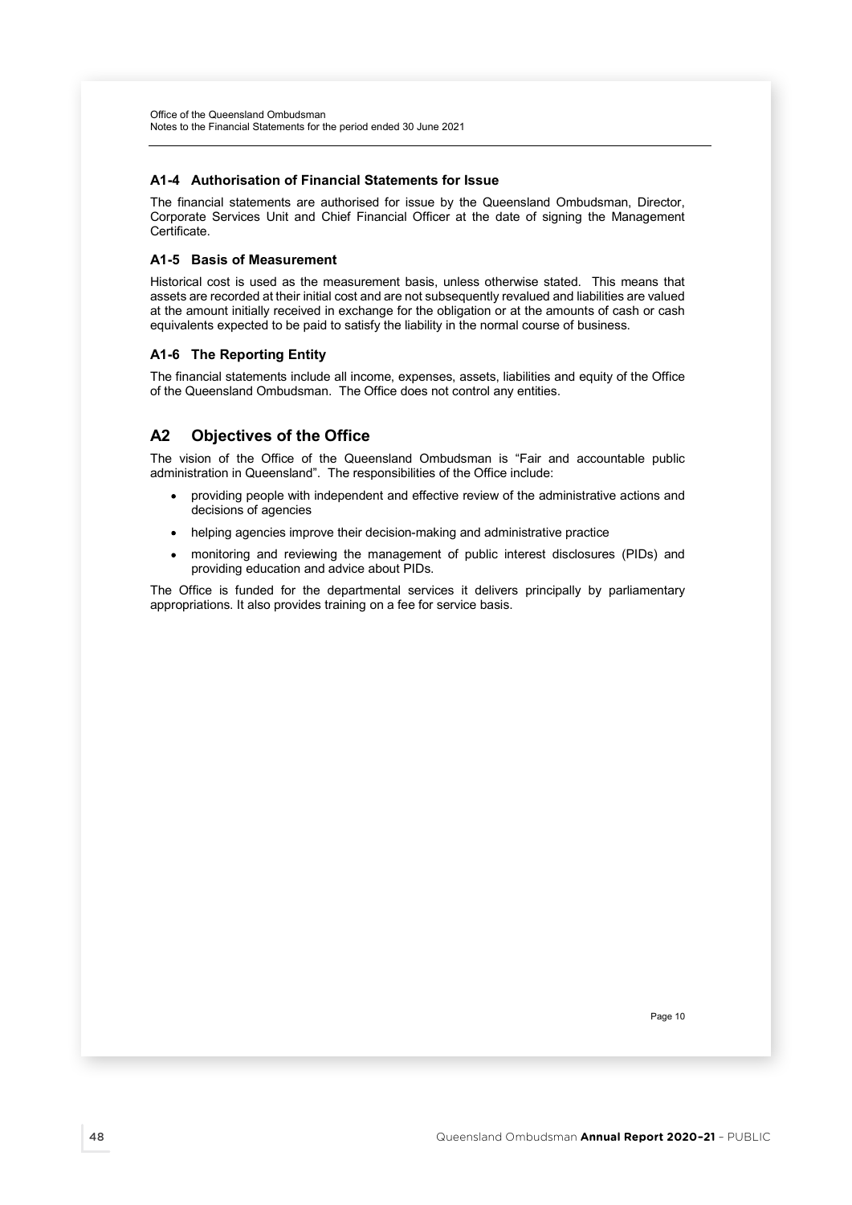### A1-4 Authorisation of Financial Statements for Issue

The financial statements are authorised for issue by the Queensland Ombudsman, Director, Corporate Services Unit and Chief Financial Officer at the date of signing the Management Certificate.

### A1-5 Basis of Measurement

Historical cost is used as the measurement basis, unless otherwise stated. This means that assets are recorded at their initial cost and are not subsequently revalued and liabilities are valued at the amount initially received in exchange for the obligation or at the amounts of cash or cash equivalents expected to be paid to satisfy the liability in the normal course of business.

### A1-6 The Reporting Entity

The financial statements include all income, expenses, assets, liabilities and equity of the Office of the Queensland Ombudsman. The Office does not control any entities.

## A2 Objectives of the Office

The vision of the Office of the Queensland Ombudsman is "Fair and accountable public administration in Queensland". The responsibilities of the Office include:

- providing people with independent and effective review of the administrative actions and decisions of agencies
- helping agencies improve their decision-making and administrative practice
- monitoring and reviewing the management of public interest disclosures (PIDs) and providing education and advice about PIDs.

The Office is funded for the departmental services it delivers principally by parliamentary appropriations. It also provides training on a fee for service basis.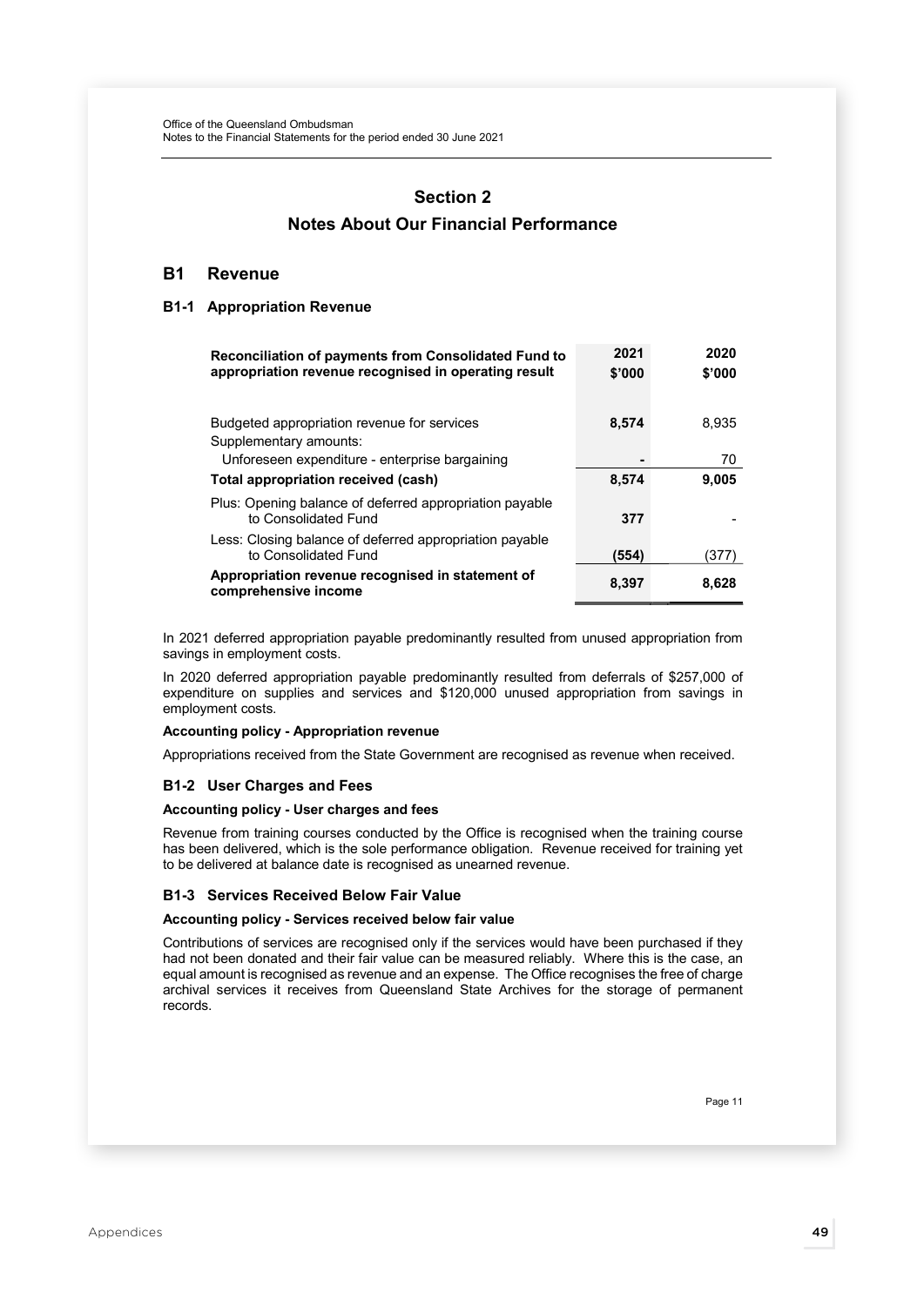## Section 2

## Notes About Our Financial Performance

## B1 Revenue

### B1-1 Appropriation Revenue

| Reconciliation of payments from Consolidated Fund to appropriation revenue recognised in operating result | 2021 $'000 | 2020 $'000 |
|---|---|---|
| Budgeted appropriation revenue for services | **8,574** | 8,935 |
| Supplementary amounts: | | |
| Unforeseen expenditure - enterprise bargaining | **-** | 70 |
| **Total appropriation received (cash)** | **8,574** | **9,005** |
| Plus: Opening balance of deferred appropriation payable to Consolidated Fund | **377** | - |
| Less: Closing balance of deferred appropriation payable to Consolidated Fund | **(554)** | (377) |
| **Appropriation revenue recognised in statement of comprehensive income** | **8,397** | **8,628** |

In 2021 deferred appropriation payable predominantly resulted from unused appropriation from savings in employment costs.

In 2020 deferred appropriation payable predominantly resulted from deferrals of $257,000 of expenditure on supplies and services and $120,000 unused appropriation from savings in employment costs.

**Accounting policy - Appropriation revenue**

Appropriations received from the State Government are recognised as revenue when received.

### B1-2 User Charges and Fees

**Accounting policy - User charges and fees**

Revenue from training courses conducted by the Office is recognised when the training course has been delivered, which is the sole performance obligation. Revenue received for training yet to be delivered at balance date is recognised as unearned revenue.

### B1-3 Services Received Below Fair Value

**Accounting policy - Services received below fair value**

Contributions of services are recognised only if the services would have been purchased if they had not been donated and their fair value can be measured reliably. Where this is the case, an equal amount is recognised as revenue and an expense. The Office recognises the free of charge archival services it receives from Queensland State Archives for the storage of permanent records.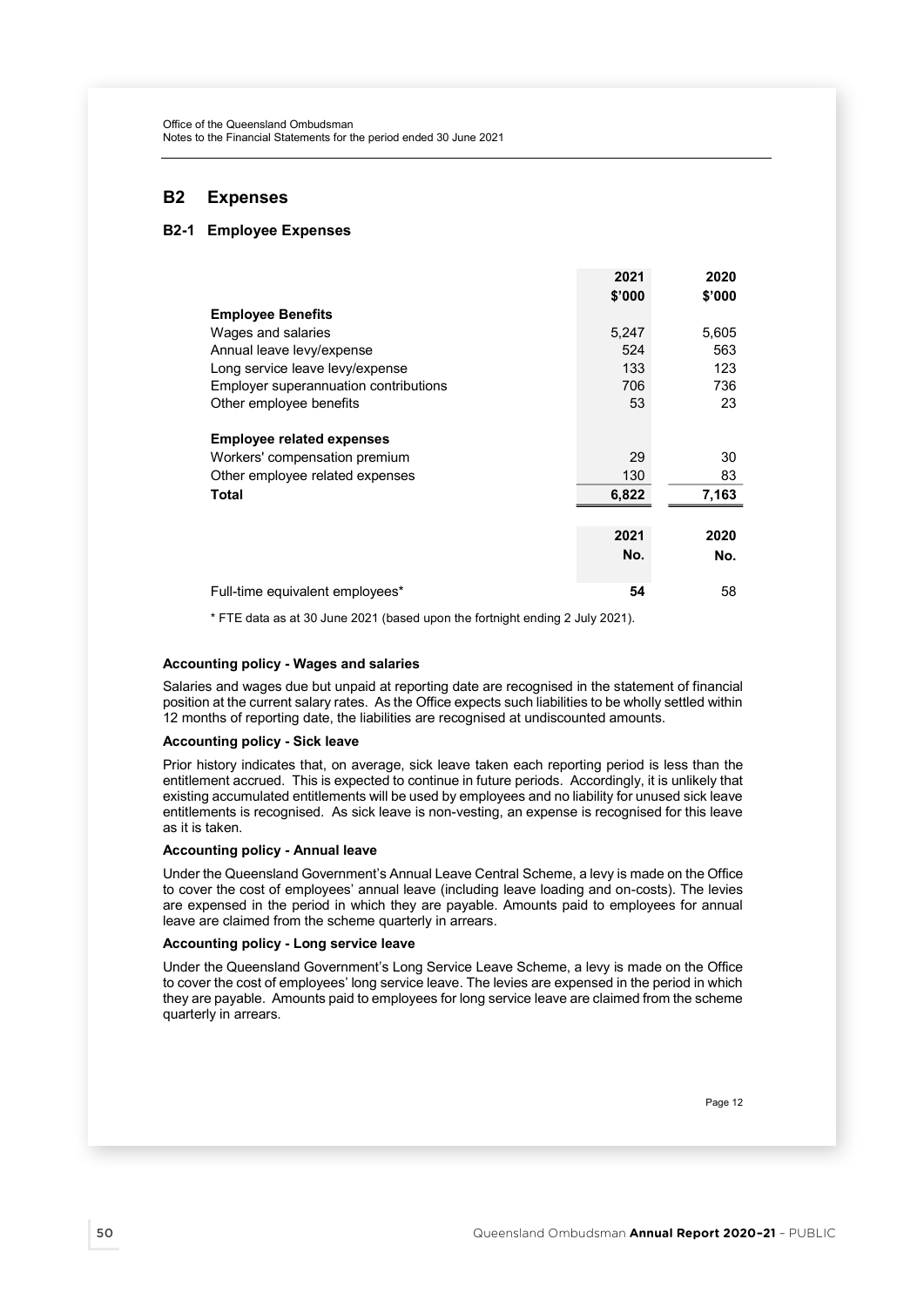## B2 Expenses

### B2-1 Employee Expenses

| | 2021 $'000 | 2020 $'000 |
|---|---|---|
| **Employee Benefits** | | |
| Wages and salaries | 5,247 | 5,605 |
| Annual leave levy/expense | 524 | 563 |
| Long service leave levy/expense | 133 | 123 |
| Employer superannuation contributions | 706 | 736 |
| Other employee benefits | 53 | 23 |
| **Employee related expenses** | | |
| Workers' compensation premium | 29 | 30 |
| Other employee related expenses | 130 | 83 |
| **Total** | **6,822** | **7,163** |

| | 2021 No. | 2020 No. |
|---|---|---|
| Full-time equivalent employees* | **54** | 58 |

* FTE data as at 30 June 2021 (based upon the fortnight ending 2 July 2021).

**Accounting policy - Wages and salaries**

Salaries and wages due but unpaid at reporting date are recognised in the statement of financial position at the current salary rates. As the Office expects such liabilities to be wholly settled within 12 months of reporting date, the liabilities are recognised at undiscounted amounts.

**Accounting policy - Sick leave**

Prior history indicates that, on average, sick leave taken each reporting period is less than the entitlement accrued. This is expected to continue in future periods. Accordingly, it is unlikely that existing accumulated entitlements will be used by employees and no liability for unused sick leave entitlements is recognised. As sick leave is non-vesting, an expense is recognised for this leave as it is taken.

**Accounting policy - Annual leave**

Under the Queensland Government's Annual Leave Central Scheme, a levy is made on the Office to cover the cost of employees' annual leave (including leave loading and on-costs). The levies are expensed in the period in which they are payable. Amounts paid to employees for annual leave are claimed from the scheme quarterly in arrears.

**Accounting policy - Long service leave**

Under the Queensland Government's Long Service Leave Scheme, a levy is made on the Office to cover the cost of employees' long service leave. The levies are expensed in the period in which they are payable. Amounts paid to employees for long service leave are claimed from the scheme quarterly in arrears.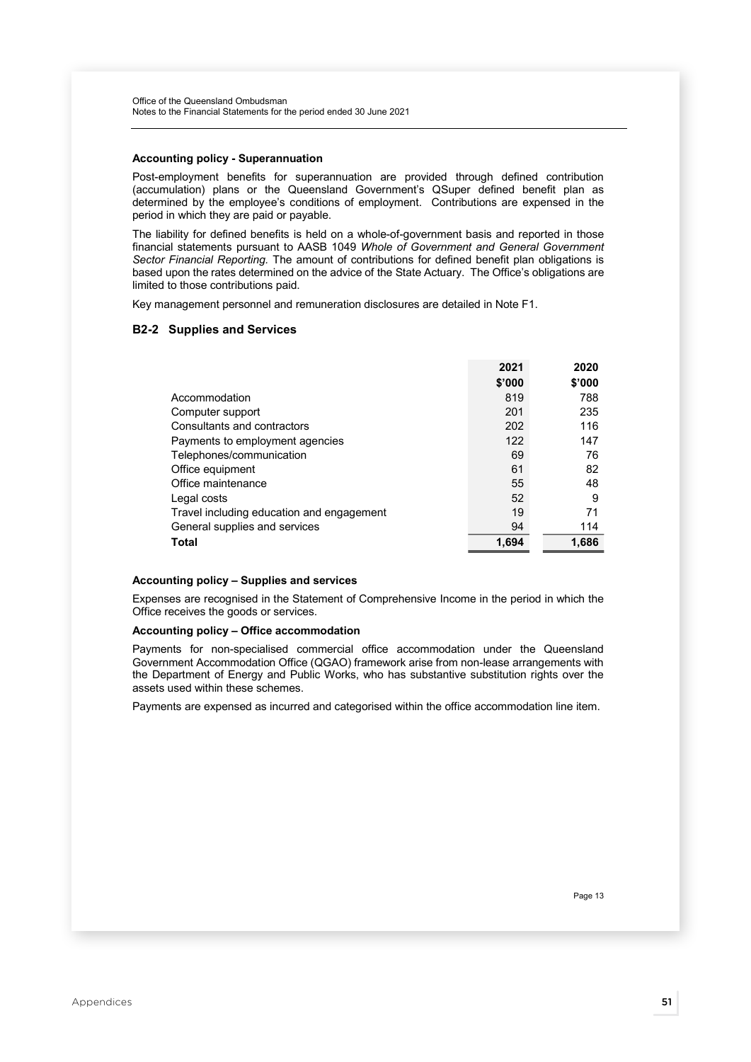**Accounting policy - Superannuation**

Post-employment benefits for superannuation are provided through defined contribution (accumulation) plans or the Queensland Government's QSuper defined benefit plan as determined by the employee's conditions of employment. Contributions are expensed in the period in which they are paid or payable.

The liability for defined benefits is held on a whole-of-government basis and reported in those financial statements pursuant to AASB 1049 *Whole of Government and General Government Sector Financial Reporting.* The amount of contributions for defined benefit plan obligations is based upon the rates determined on the advice of the State Actuary. The Office's obligations are limited to those contributions paid.

Key management personnel and remuneration disclosures are detailed in Note F1.

## B2-2 Supplies and Services

| | 2021 | 2020 |
|---|---|---|
| | $'000 | $'000 |
| Accommodation | 819 | 788 |
| Computer support | 201 | 235 |
| Consultants and contractors | 202 | 116 |
| Payments to employment agencies | 122 | 147 |
| Telephones/communication | 69 | 76 |
| Office equipment | 61 | 82 |
| Office maintenance | 55 | 48 |
| Legal costs | 52 | 9 |
| Travel including education and engagement | 19 | 71 |
| General supplies and services | 94 | 114 |
| **Total** | **1,694** | **1,686** |

**Accounting policy – Supplies and services**

Expenses are recognised in the Statement of Comprehensive Income in the period in which the Office receives the goods or services.

**Accounting policy – Office accommodation**

Payments for non-specialised commercial office accommodation under the Queensland Government Accommodation Office (QGAO) framework arise from non-lease arrangements with the Department of Energy and Public Works, who has substantive substitution rights over the assets used within these schemes.

Payments are expensed as incurred and categorised within the office accommodation line item.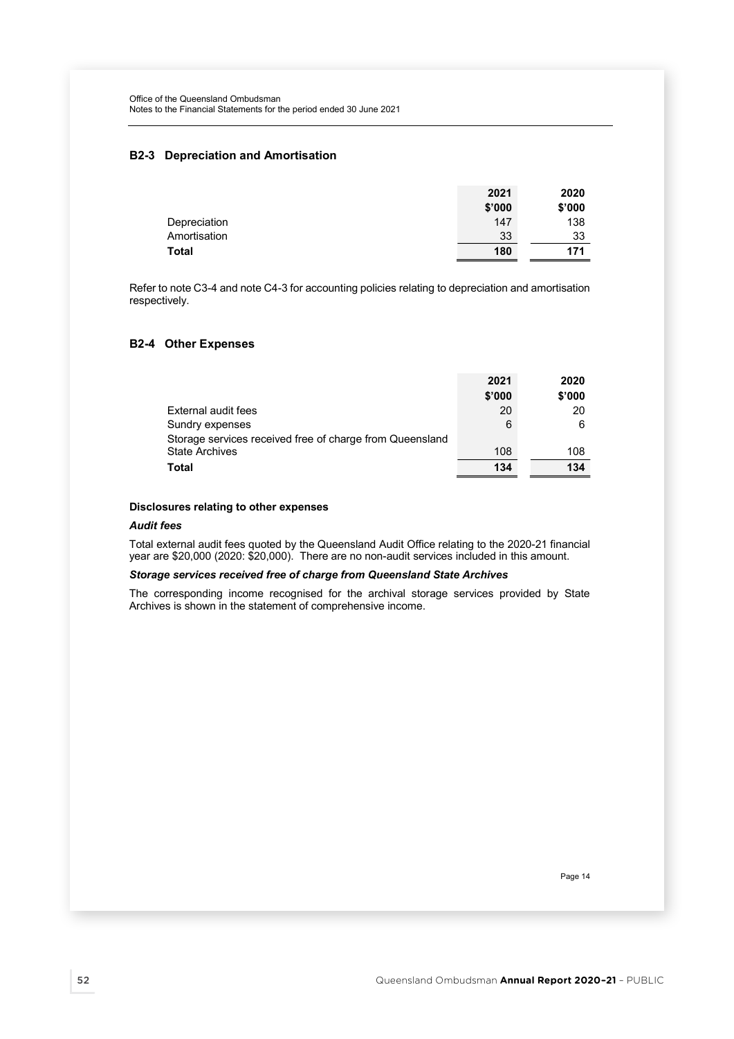## B2-3 Depreciation and Amortisation

| | 2021 | 2020 |
|---|---|---|
| | $'000 | $'000 |
| Depreciation | 147 | 138 |
| Amortisation | 33 | 33 |
| **Total** | **180** | **171** |

Refer to note C3-4 and note C4-3 for accounting policies relating to depreciation and amortisation respectively.

## B2-4 Other Expenses

| | 2021 | 2020 |
|---|---|---|
| | $'000 | $'000 |
| External audit fees | 20 | 20 |
| Sundry expenses | 6 | 6 |
| Storage services received free of charge from Queensland State Archives | 108 | 108 |
| **Total** | **134** | **134** |

**Disclosures relating to other expenses**

***Audit fees***

Total external audit fees quoted by the Queensland Audit Office relating to the 2020-21 financial year are $20,000 (2020: $20,000). There are no non-audit services included in this amount.

***Storage services received free of charge from Queensland State Archives***

The corresponding income recognised for the archival storage services provided by State Archives is shown in the statement of comprehensive income.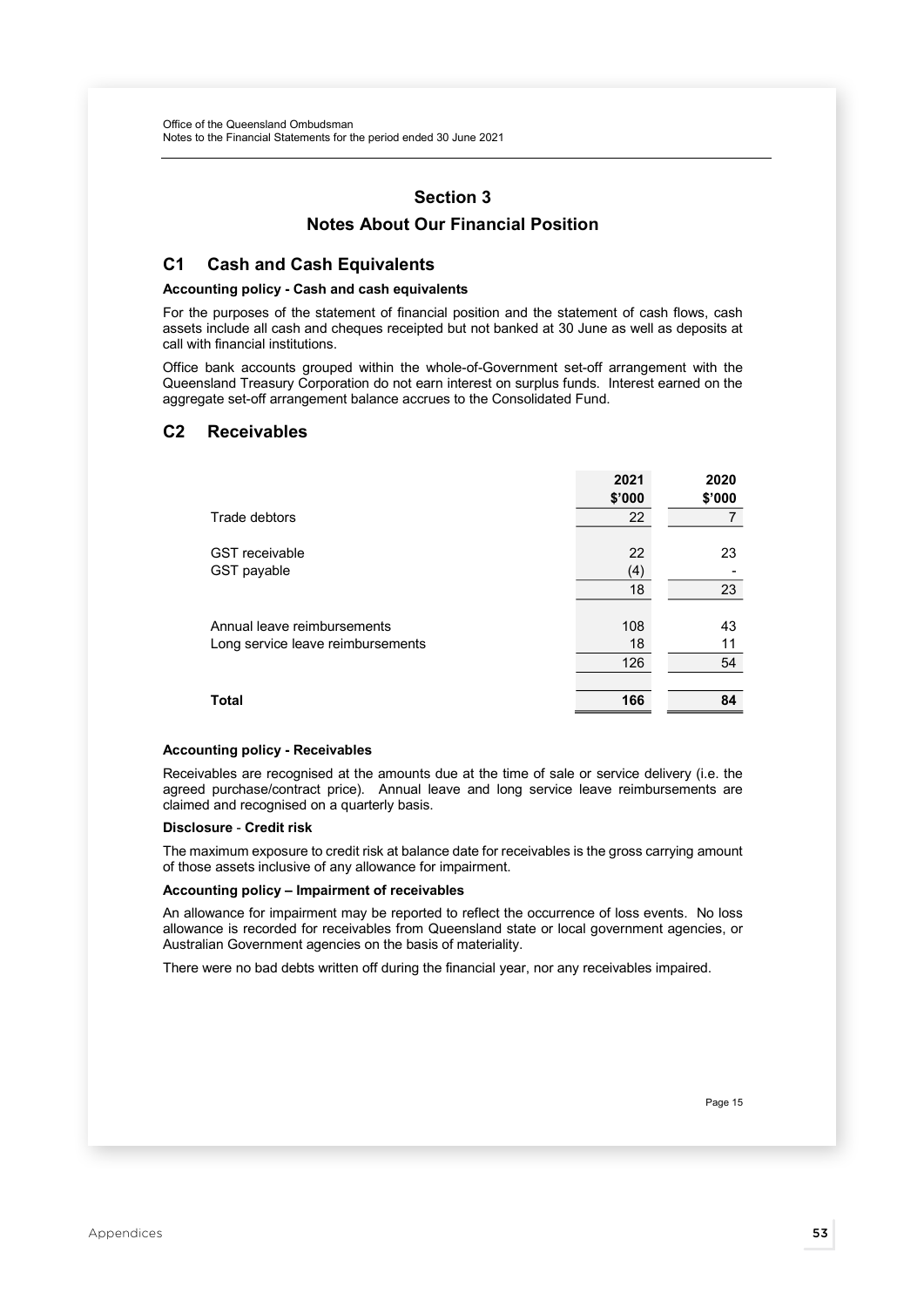# Section 3

## Notes About Our Financial Position

### C1 Cash and Cash Equivalents

**Accounting policy - Cash and cash equivalents**

For the purposes of the statement of financial position and the statement of cash flows, cash assets include all cash and cheques receipted but not banked at 30 June as well as deposits at call with financial institutions.

Office bank accounts grouped within the whole-of-Government set-off arrangement with the Queensland Treasury Corporation do not earn interest on surplus funds. Interest earned on the aggregate set-off arrangement balance accrues to the Consolidated Fund.

### C2 Receivables

| | 2021<br>$'000 | 2020<br>$'000 |
|---|---|---|
| Trade debtors | 22 | 7 |
| | | |
| GST receivable | 22 | 23 |
| GST payable | (4) | - |
| | 18 | 23 |
| | | |
| Annual leave reimbursements | 108 | 43 |
| Long service leave reimbursements | 18 | 11 |
| | 126 | 54 |
| | | |
| **Total** | **166** | **84** |

**Accounting policy - Receivables**

Receivables are recognised at the amounts due at the time of sale or service delivery (i.e. the agreed purchase/contract price). Annual leave and long service leave reimbursements are claimed and recognised on a quarterly basis.

**Disclosure - Credit risk**

The maximum exposure to credit risk at balance date for receivables is the gross carrying amount of those assets inclusive of any allowance for impairment.

**Accounting policy – Impairment of receivables**

An allowance for impairment may be reported to reflect the occurrence of loss events. No loss allowance is recorded for receivables from Queensland state or local government agencies, or Australian Government agencies on the basis of materiality.

There were no bad debts written off during the financial year, nor any receivables impaired.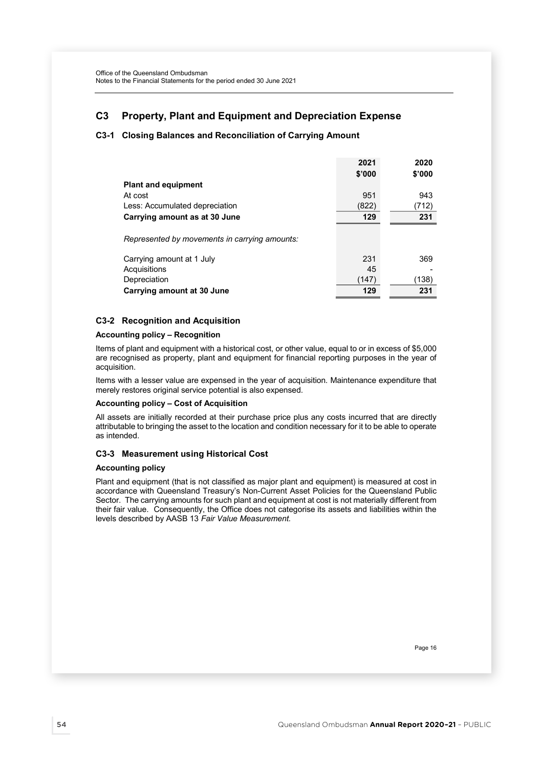## C3 Property, Plant and Equipment and Depreciation Expense

### C3-1 Closing Balances and Reconciliation of Carrying Amount

| | 2021<br>$'000 | 2020<br>$'000 |
|---|---|---|
| **Plant and equipment** | | |
| At cost | 951 | 943 |
| Less: Accumulated depreciation | (822) | (712) |
| **Carrying amount as at 30 June** | **129** | **231** |
| *Represented by movements in carrying amounts:* | | |
| Carrying amount at 1 July | 231 | 369 |
| Acquisitions | 45 | - |
| Depreciation | (147) | (138) |
| **Carrying amount at 30 June** | **129** | **231** |

### C3-2 Recognition and Acquisition

**Accounting policy – Recognition**

Items of plant and equipment with a historical cost, or other value, equal to or in excess of $5,000 are recognised as property, plant and equipment for financial reporting purposes in the year of acquisition.

Items with a lesser value are expensed in the year of acquisition. Maintenance expenditure that merely restores original service potential is also expensed.

**Accounting policy – Cost of Acquisition**

All assets are initially recorded at their purchase price plus any costs incurred that are directly attributable to bringing the asset to the location and condition necessary for it to be able to operate as intended.

### C3-3 Measurement using Historical Cost

**Accounting policy**

Plant and equipment (that is not classified as major plant and equipment) is measured at cost in accordance with Queensland Treasury's Non-Current Asset Policies for the Queensland Public Sector. The carrying amounts for such plant and equipment at cost is not materially different from their fair value. Consequently, the Office does not categorise its assets and liabilities within the levels described by AASB 13 *Fair Value Measurement.*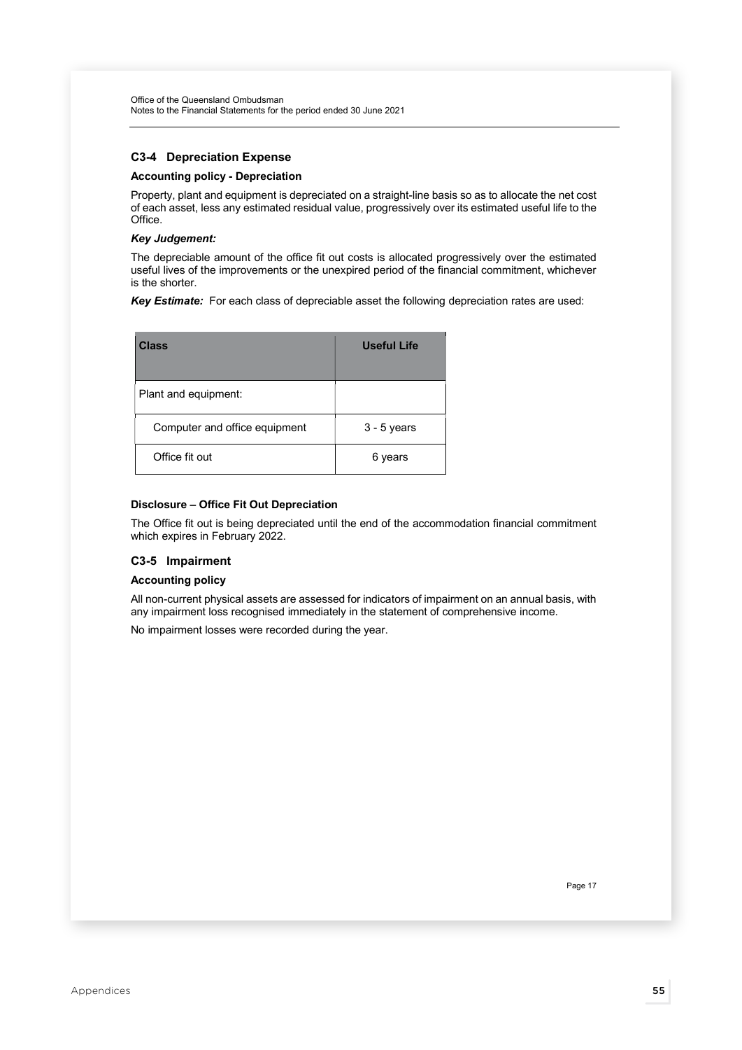## C3-4 Depreciation Expense

**Accounting policy - Depreciation**

Property, plant and equipment is depreciated on a straight-line basis so as to allocate the net cost of each asset, less any estimated residual value, progressively over its estimated useful life to the Office.

***Key Judgement:***

The depreciable amount of the office fit out costs is allocated progressively over the estimated useful lives of the improvements or the unexpired period of the financial commitment, whichever is the shorter.

***Key Estimate:*** For each class of depreciable asset the following depreciation rates are used:

| Class | Useful Life |
|---|---|
| Plant and equipment: | |
| Computer and office equipment | 3 - 5 years |
| Office fit out | 6 years |

**Disclosure – Office Fit Out Depreciation**

The Office fit out is being depreciated until the end of the accommodation financial commitment which expires in February 2022.

## C3-5 Impairment

**Accounting policy**

All non-current physical assets are assessed for indicators of impairment on an annual basis, with any impairment loss recognised immediately in the statement of comprehensive income.

No impairment losses were recorded during the year.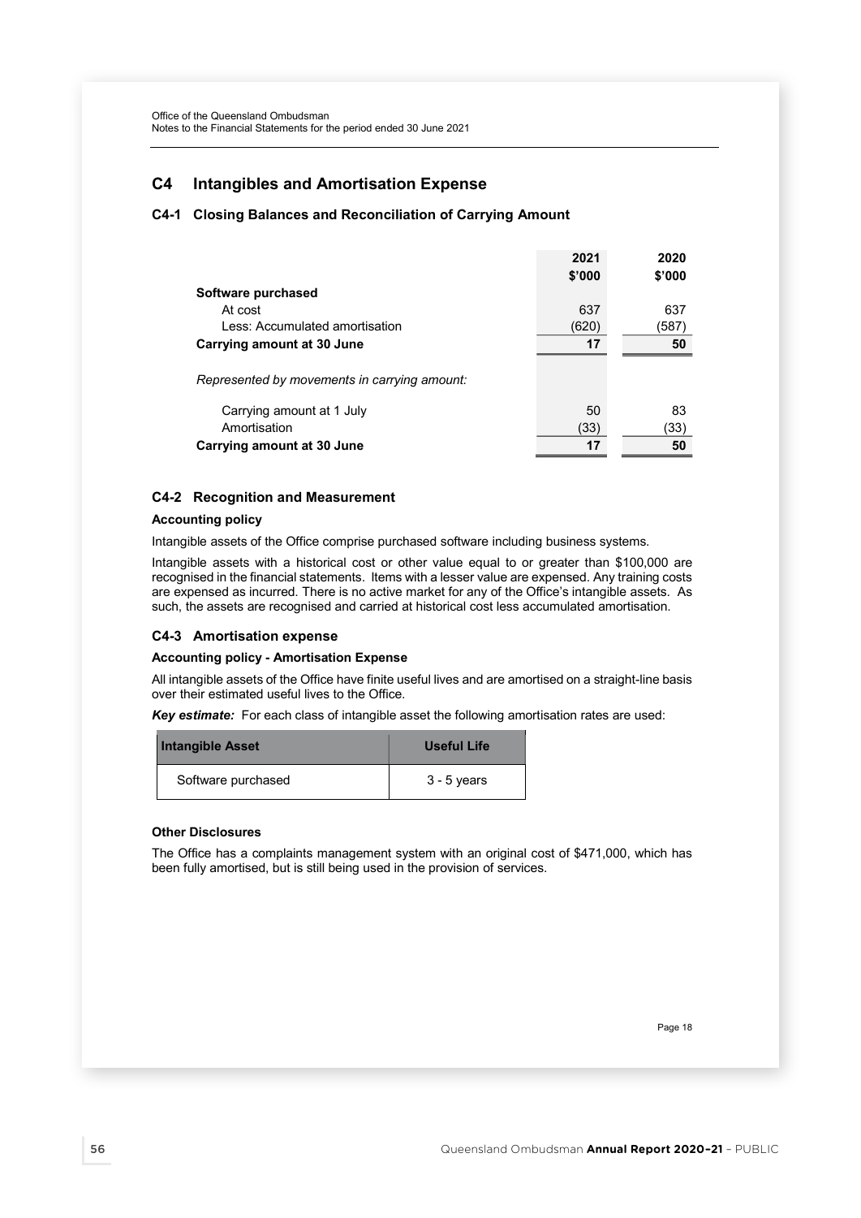## C4 Intangibles and Amortisation Expense

### C4-1 Closing Balances and Reconciliation of Carrying Amount

| | 2021 $'000 | 2020 $'000 |
|---|---|---|
| **Software purchased** | | |
| At cost | 637 | 637 |
| Less: Accumulated amortisation | (620) | (587) |
| **Carrying amount at 30 June** | **17** | **50** |
| *Represented by movements in carrying amount:* | | |
| Carrying amount at 1 July | 50 | 83 |
| Amortisation | (33) | (33) |
| **Carrying amount at 30 June** | **17** | **50** |

### C4-2 Recognition and Measurement

**Accounting policy**

Intangible assets of the Office comprise purchased software including business systems.

Intangible assets with a historical cost or other value equal to or greater than $100,000 are recognised in the financial statements. Items with a lesser value are expensed. Any training costs are expensed as incurred. There is no active market for any of the Office's intangible assets. As such, the assets are recognised and carried at historical cost less accumulated amortisation.

### C4-3 Amortisation expense

**Accounting policy - Amortisation Expense**

All intangible assets of the Office have finite useful lives and are amortised on a straight-line basis over their estimated useful lives to the Office.

***Key estimate:*** For each class of intangible asset the following amortisation rates are used:

| Intangible Asset | Useful Life |
|---|---|
| Software purchased | 3 - 5 years |

**Other Disclosures**

The Office has a complaints management system with an original cost of $471,000, which has been fully amortised, but is still being used in the provision of services.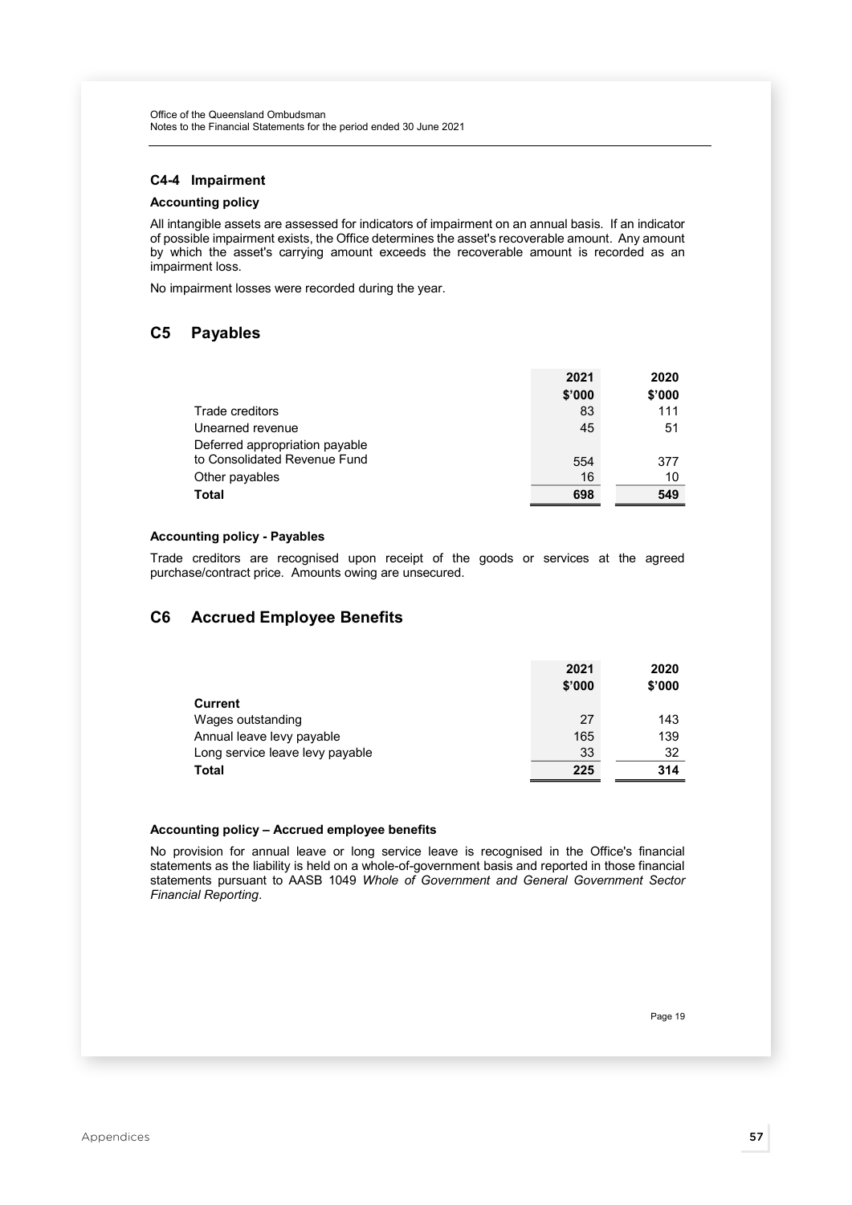#### C4-4 Impairment

**Accounting policy**

All intangible assets are assessed for indicators of impairment on an annual basis. If an indicator of possible impairment exists, the Office determines the asset's recoverable amount. Any amount by which the asset's carrying amount exceeds the recoverable amount is recorded as an impairment loss.

No impairment losses were recorded during the year.

## C5 Payables

| | 2021 $'000 | 2020 $'000 |
|---|---|---|
| Trade creditors | 83 | 111 |
| Unearned revenue | 45 | 51 |
| Deferred appropriation payable to Consolidated Revenue Fund | 554 | 377 |
| Other payables | 16 | 10 |
| **Total** | **698** | **549** |

**Accounting policy - Payables**

Trade creditors are recognised upon receipt of the goods or services at the agreed purchase/contract price. Amounts owing are unsecured.

## C6 Accrued Employee Benefits

| | 2021 $'000 | 2020 $'000 |
|---|---|---|
| **Current** | | |
| Wages outstanding | 27 | 143 |
| Annual leave levy payable | 165 | 139 |
| Long service leave levy payable | 33 | 32 |
| **Total** | **225** | **314** |

**Accounting policy – Accrued employee benefits**

No provision for annual leave or long service leave is recognised in the Office's financial statements as the liability is held on a whole-of-government basis and reported in those financial statements pursuant to AASB 1049 *Whole of Government and General Government Sector Financial Reporting*.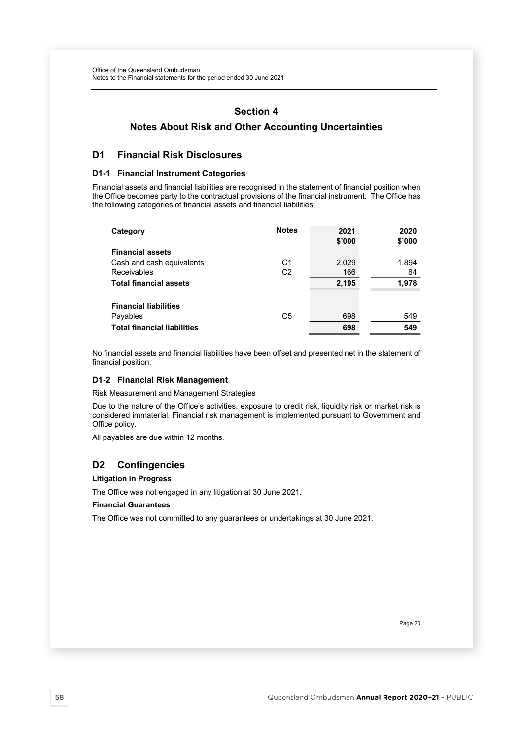## Section 4

## Notes About Risk and Other Accounting Uncertainties

### D1 Financial Risk Disclosures

#### D1-1 Financial Instrument Categories

Financial assets and financial liabilities are recognised in the statement of financial position when the Office becomes party to the contractual provisions of the financial instrument. The Office has the following categories of financial assets and financial liabilities:

| Category | Notes | 2021 $'000 | 2020 $'000 |
|---|---|---|---|
| **Financial assets** | | | |
| Cash and cash equivalents | C1 | 2,029 | 1,894 |
| Receivables | C2 | 166 | 84 |
| **Total financial assets** | | **2,195** | **1,978** |
| | | | |
| **Financial liabilities** | | | |
| Payables | C5 | 698 | 549 |
| **Total financial liabilities** | | **698** | **549** |

No financial assets and financial liabilities have been offset and presented net in the statement of financial position.

#### D1-2 Financial Risk Management

Risk Measurement and Management Strategies

Due to the nature of the Office's activities, exposure to credit risk, liquidity risk or market risk is considered immaterial. Financial risk management is implemented pursuant to Government and Office policy.

All payables are due within 12 months.

### D2 Contingencies

**Litigation in Progress**

The Office was not engaged in any litigation at 30 June 2021.

**Financial Guarantees**

The Office was not committed to any guarantees or undertakings at 30 June 2021.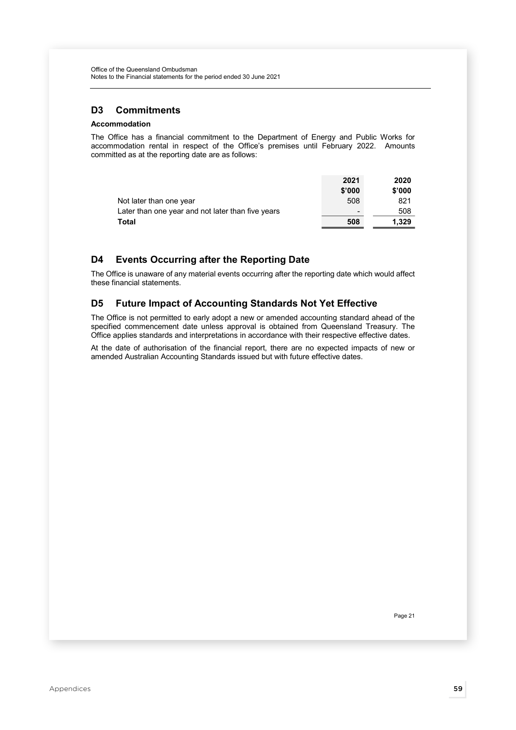## D3 Commitments

**Accommodation**

The Office has a financial commitment to the Department of Energy and Public Works for accommodation rental in respect of the Office's premises until February 2022. Amounts committed as at the reporting date are as follows:

| | 2021<br>$'000 | 2020<br>$'000 |
|---|---|---|
| Not later than one year | 508 | 821 |
| Later than one year and not later than five years | - | 508 |
| **Total** | **508** | **1,329** |

## D4 Events Occurring after the Reporting Date

The Office is unaware of any material events occurring after the reporting date which would affect these financial statements.

## D5 Future Impact of Accounting Standards Not Yet Effective

The Office is not permitted to early adopt a new or amended accounting standard ahead of the specified commencement date unless approval is obtained from Queensland Treasury. The Office applies standards and interpretations in accordance with their respective effective dates.

At the date of authorisation of the financial report, there are no expected impacts of new or amended Australian Accounting Standards issued but with future effective dates.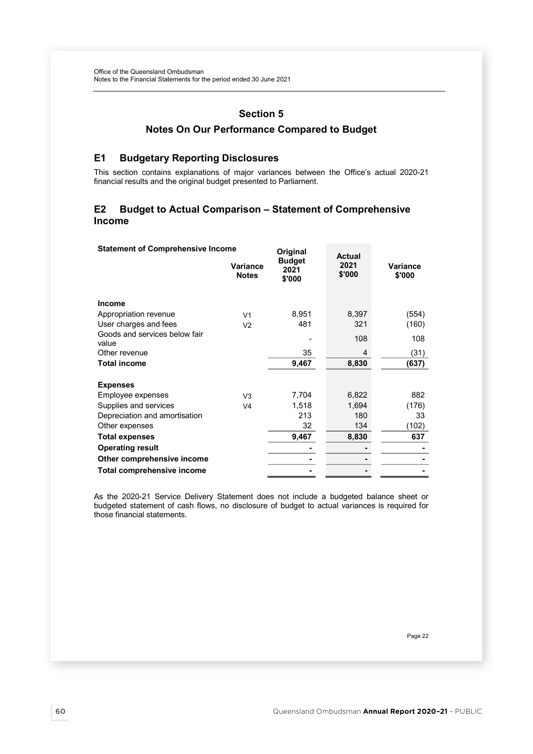## Section 5

## Notes On Our Performance Compared to Budget

### E1 Budgetary Reporting Disclosures

This section contains explanations of major variances between the Office's actual 2020-21 financial results and the original budget presented to Parliament.

### E2 Budget to Actual Comparison – Statement of Comprehensive Income

| Statement of Comprehensive Income | Variance Notes | Original Budget 2021 $'000 | Actual 2021 $'000 | Variance $'000 |
|---|---|---|---|---|
| **Income** | | | | |
| Appropriation revenue | V1 | 8,951 | 8,397 | (554) |
| User charges and fees | V2 | 481 | 321 | (160) |
| Goods and services below fair value | | - | 108 | 108 |
| Other revenue | | 35 | 4 | (31) |
| **Total income** | | **9,467** | **8,830** | **(637)** |
| **Expenses** | | | | |
| Employee expenses | V3 | 7,704 | 6,822 | 882 |
| Supplies and services | V4 | 1,518 | 1,694 | (176) |
| Depreciation and amortisation | | 213 | 180 | 33 |
| Other expenses | | 32 | 134 | (102) |
| **Total expenses** | | **9,467** | **8,830** | **637** |
| **Operating result** | | **-** | **-** | **-** |
| **Other comprehensive income** | | **-** | **-** | **-** |
| **Total comprehensive income** | | **-** | **-** | **-** |

As the 2020-21 Service Delivery Statement does not include a budgeted balance sheet or budgeted statement of cash flows, no disclosure of budget to actual variances is required for those financial statements.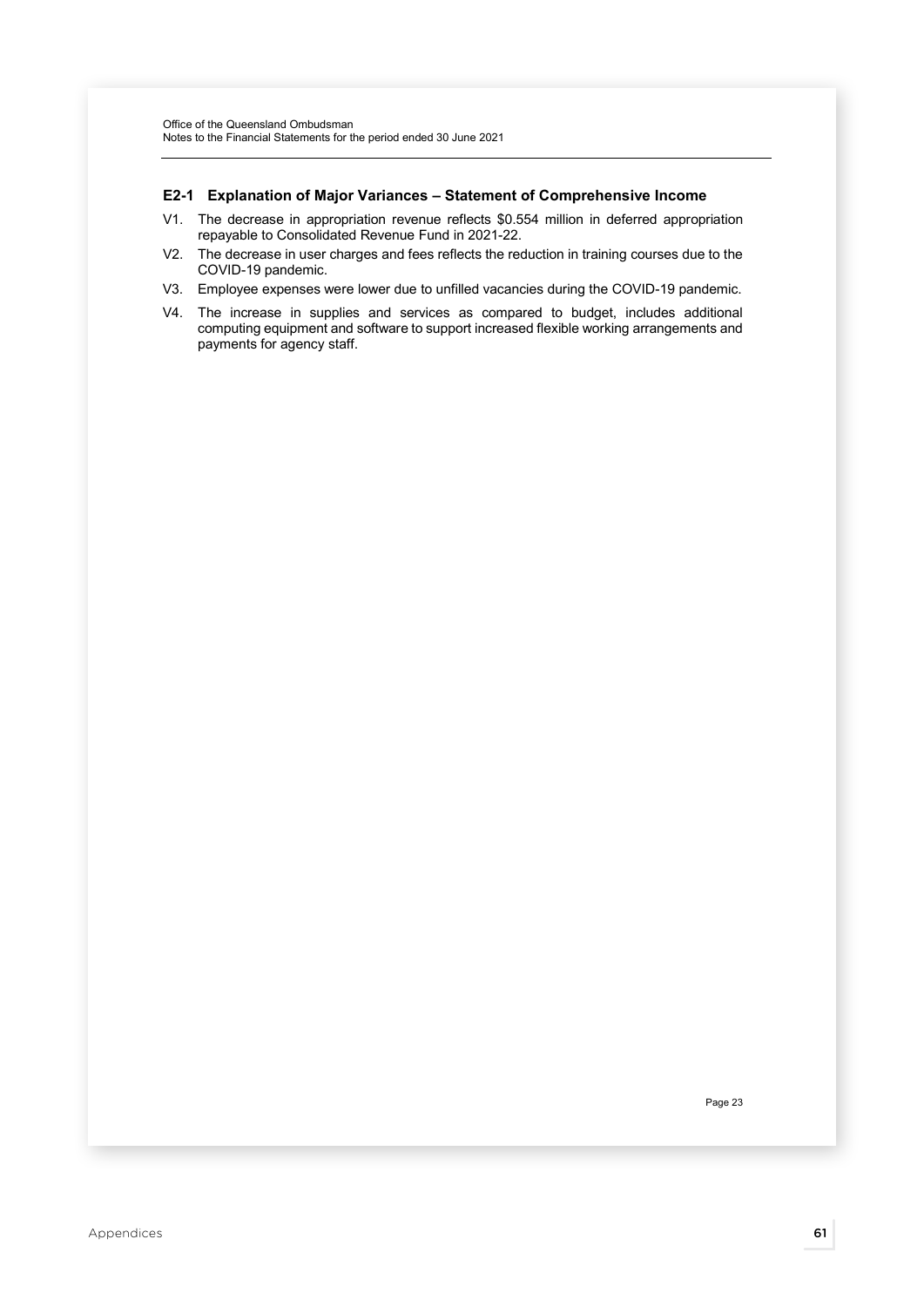### E2-1 Explanation of Major Variances – Statement of Comprehensive Income

V1. The decrease in appropriation revenue reflects $0.554 million in deferred appropriation repayable to Consolidated Revenue Fund in 2021-22.

V2. The decrease in user charges and fees reflects the reduction in training courses due to the COVID-19 pandemic.

V3. Employee expenses were lower due to unfilled vacancies during the COVID-19 pandemic.

V4. The increase in supplies and services as compared to budget, includes additional computing equipment and software to support increased flexible working arrangements and payments for agency staff.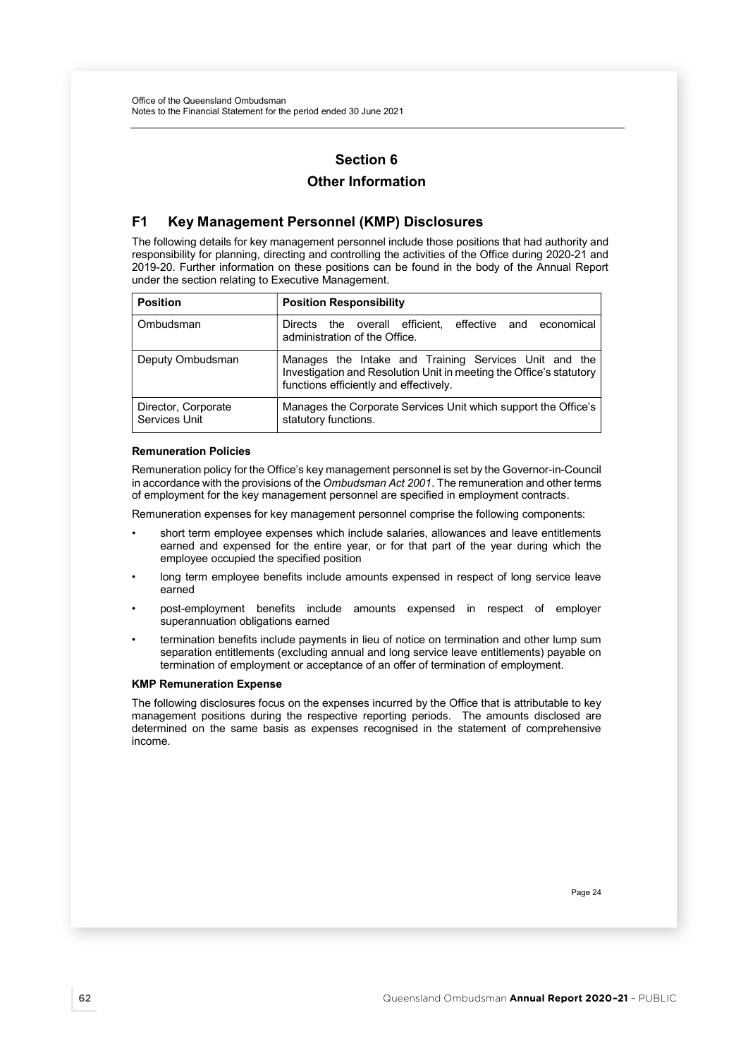# Section 6

# Other Information

## F1 Key Management Personnel (KMP) Disclosures

The following details for key management personnel include those positions that had authority and responsibility for planning, directing and controlling the activities of the Office during 2020-21 and 2019-20. Further information on these positions can be found in the body of the Annual Report under the section relating to Executive Management.

| Position | Position Responsibility |
|---|---|
| Ombudsman | Directs the overall efficient, effective and economical administration of the Office. |
| Deputy Ombudsman | Manages the Intake and Training Services Unit and the Investigation and Resolution Unit in meeting the Office's statutory functions efficiently and effectively. |
| Director, Corporate Services Unit | Manages the Corporate Services Unit which support the Office's statutory functions. |

**Remuneration Policies**

Remuneration policy for the Office's key management personnel is set by the Governor-in-Council in accordance with the provisions of the *Ombudsman Act 2001*. The remuneration and other terms of employment for the key management personnel are specified in employment contracts.

Remuneration expenses for key management personnel comprise the following components:

- short term employee expenses which include salaries, allowances and leave entitlements earned and expensed for the entire year, or for that part of the year during which the employee occupied the specified position
- long term employee benefits include amounts expensed in respect of long service leave earned
- post-employment benefits include amounts expensed in respect of employer superannuation obligations earned
- termination benefits include payments in lieu of notice on termination and other lump sum separation entitlements (excluding annual and long service leave entitlements) payable on termination of employment or acceptance of an offer of termination of employment.

**KMP Remuneration Expense**

The following disclosures focus on the expenses incurred by the Office that is attributable to key management positions during the respective reporting periods. The amounts disclosed are determined on the same basis as expenses recognised in the statement of comprehensive income.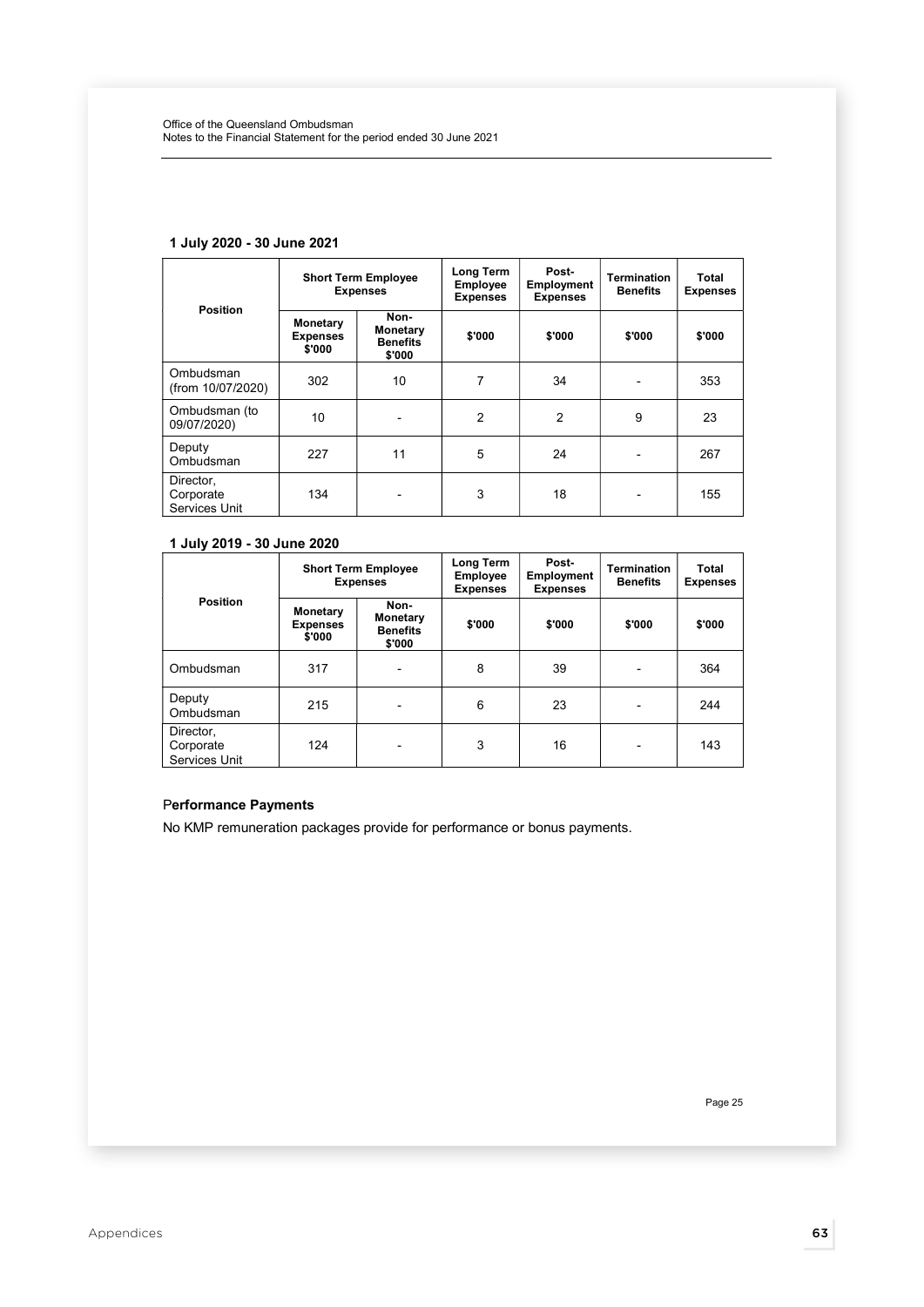**1 July 2020 - 30 June 2021**

| Position | Short Term Employee Expenses | | Long Term Employee Expenses | Post-Employment Expenses | Termination Benefits | Total Expenses |
|---|---|---|---|---|---|---|
| | Monetary Expenses $'000 | Non-Monetary Benefits $'000 | $'000 | $'000 | $'000 | $'000 |
| Ombudsman (from 10/07/2020) | 302 | 10 | 7 | 34 | - | 353 |
| Ombudsman (to 09/07/2020) | 10 | - | 2 | 2 | 9 | 23 |
| Deputy Ombudsman | 227 | 11 | 5 | 24 | - | 267 |
| Director, Corporate Services Unit | 134 | - | 3 | 18 | - | 155 |

**1 July 2019 - 30 June 2020**

| Position | Short Term Employee Expenses | | Long Term Employee Expenses | Post-Employment Expenses | Termination Benefits | Total Expenses |
|---|---|---|---|---|---|---|
| | Monetary Expenses $'000 | Non-Monetary Benefits $'000 | $'000 | $'000 | $'000 | $'000 |
| Ombudsman | 317 | - | 8 | 39 | - | 364 |
| Deputy Ombudsman | 215 | - | 6 | 23 | - | 244 |
| Director, Corporate Services Unit | 124 | - | 3 | 16 | - | 143 |

**Performance Payments**

No KMP remuneration packages provide for performance or bonus payments.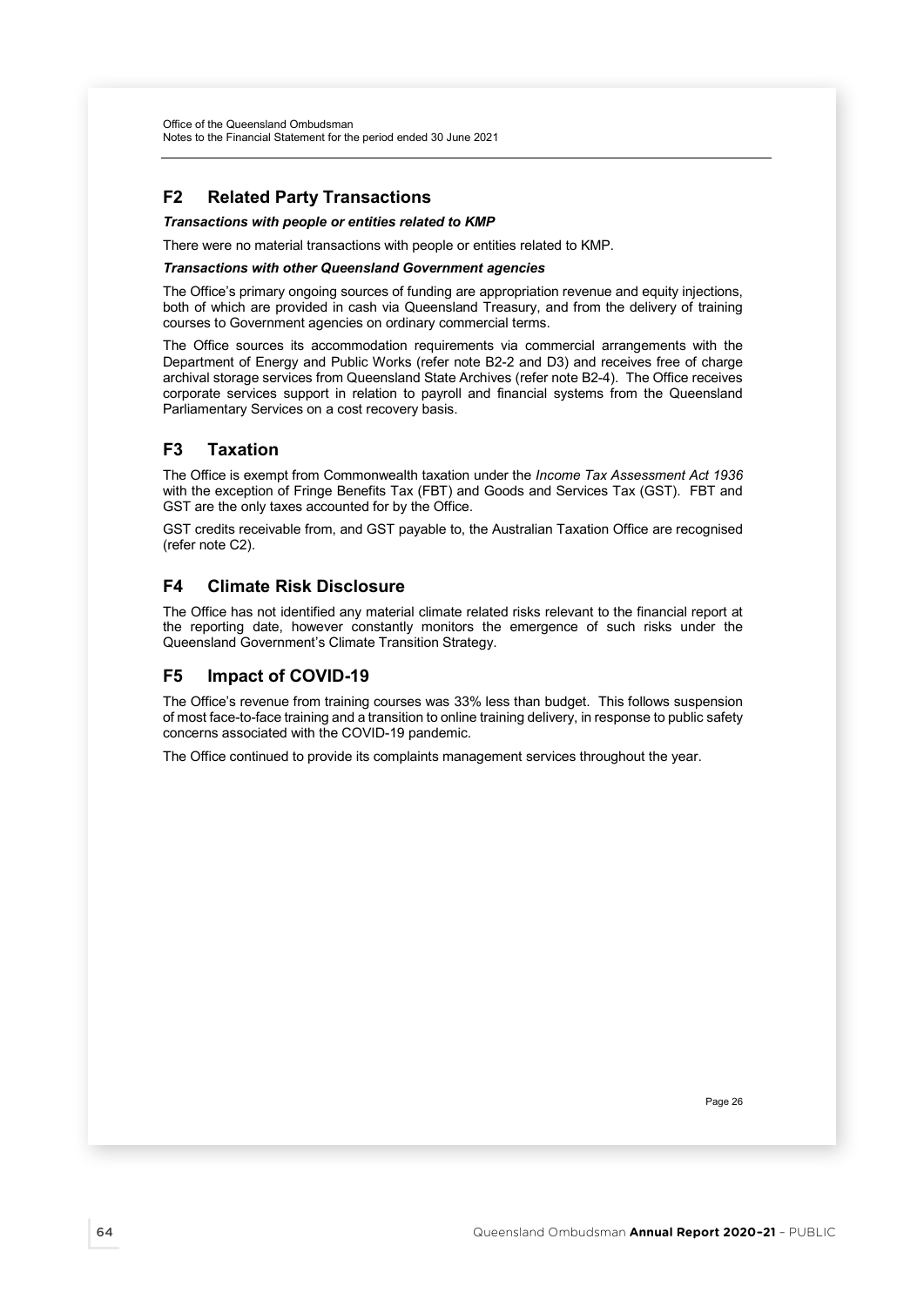## F2 Related Party Transactions

***Transactions with people or entities related to KMP***

There were no material transactions with people or entities related to KMP.

***Transactions with other Queensland Government agencies***

The Office's primary ongoing sources of funding are appropriation revenue and equity injections, both of which are provided in cash via Queensland Treasury, and from the delivery of training courses to Government agencies on ordinary commercial terms.

The Office sources its accommodation requirements via commercial arrangements with the Department of Energy and Public Works (refer note B2-2 and D3) and receives free of charge archival storage services from Queensland State Archives (refer note B2-4). The Office receives corporate services support in relation to payroll and financial systems from the Queensland Parliamentary Services on a cost recovery basis.

## F3 Taxation

The Office is exempt from Commonwealth taxation under the *Income Tax Assessment Act 1936* with the exception of Fringe Benefits Tax (FBT) and Goods and Services Tax (GST). FBT and GST are the only taxes accounted for by the Office.

GST credits receivable from, and GST payable to, the Australian Taxation Office are recognised (refer note C2).

## F4 Climate Risk Disclosure

The Office has not identified any material climate related risks relevant to the financial report at the reporting date, however constantly monitors the emergence of such risks under the Queensland Government's Climate Transition Strategy.

## F5 Impact of COVID-19

The Office's revenue from training courses was 33% less than budget. This follows suspension of most face-to-face training and a transition to online training delivery, in response to public safety concerns associated with the COVID-19 pandemic.

The Office continued to provide its complaints management services throughout the year.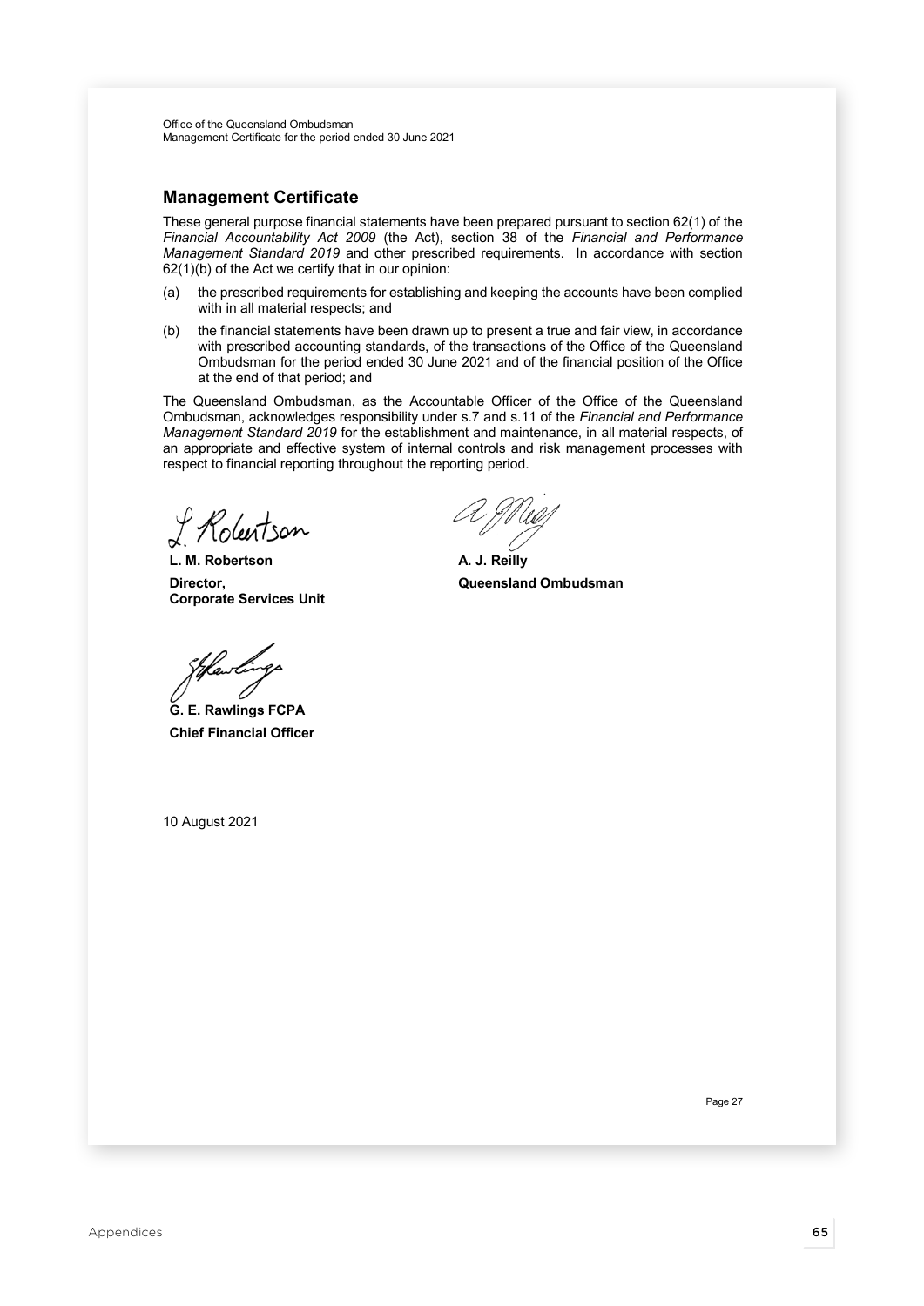## Management Certificate

These general purpose financial statements have been prepared pursuant to section 62(1) of the *Financial Accountability Act 2009* (the Act), section 38 of the *Financial and Performance Management Standard 2019* and other prescribed requirements. In accordance with section 62(1)(b) of the Act we certify that in our opinion:

(a) the prescribed requirements for establishing and keeping the accounts have been complied with in all material respects; and

(b) the financial statements have been drawn up to present a true and fair view, in accordance with prescribed accounting standards, of the transactions of the Office of the Queensland Ombudsman for the period ended 30 June 2021 and of the financial position of the Office at the end of that period; and

The Queensland Ombudsman, as the Accountable Officer of the Office of the Queensland Ombudsman, acknowledges responsibility under s.7 and s.11 of the *Financial and Performance Management Standard 2019* for the establishment and maintenance, in all material respects, of an appropriate and effective system of internal controls and risk management processes with respect to financial reporting throughout the reporting period.

**L. M. Robertson**
**Director,**
**Corporate Services Unit**

**A. J. Reilly**
**Queensland Ombudsman**

**G. E. Rawlings FCPA**
**Chief Financial Officer**

10 August 2021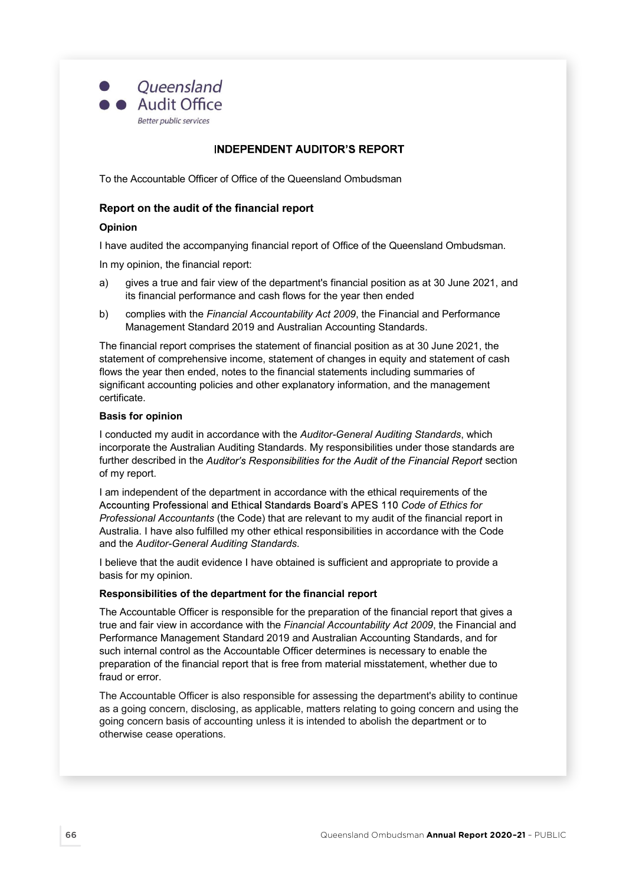Queensland Audit Office
Better public services

# INDEPENDENT AUDITOR'S REPORT

To the Accountable Officer of Office of the Queensland Ombudsman

## Report on the audit of the financial report

### Opinion

I have audited the accompanying financial report of Office of the Queensland Ombudsman.

In my opinion, the financial report:

a) gives a true and fair view of the department's financial position as at 30 June 2021, and its financial performance and cash flows for the year then ended

b) complies with the *Financial Accountability Act 2009*, the Financial and Performance Management Standard 2019 and Australian Accounting Standards.

The financial report comprises the statement of financial position as at 30 June 2021, the statement of comprehensive income, statement of changes in equity and statement of cash flows the year then ended, notes to the financial statements including summaries of significant accounting policies and other explanatory information, and the management certificate.

### Basis for opinion

I conducted my audit in accordance with the *Auditor-General Auditing Standards*, which incorporate the Australian Auditing Standards. My responsibilities under those standards are further described in the *Auditor's Responsibilities for the Audit of the Financial Report* section of my report.

I am independent of the department in accordance with the ethical requirements of the Accounting Professional and Ethical Standards Board's APES 110 *Code of Ethics for Professional Accountants* (the Code) that are relevant to my audit of the financial report in Australia. I have also fulfilled my other ethical responsibilities in accordance with the Code and the *Auditor-General Auditing Standards*.

I believe that the audit evidence I have obtained is sufficient and appropriate to provide a basis for my opinion.

### Responsibilities of the department for the financial report

The Accountable Officer is responsible for the preparation of the financial report that gives a true and fair view in accordance with the *Financial Accountability Act 2009*, the Financial and Performance Management Standard 2019 and Australian Accounting Standards, and for such internal control as the Accountable Officer determines is necessary to enable the preparation of the financial report that is free from material misstatement, whether due to fraud or error.

The Accountable Officer is also responsible for assessing the department's ability to continue as a going concern, disclosing, as applicable, matters relating to going concern and using the going concern basis of accounting unless it is intended to abolish the department or to otherwise cease operations.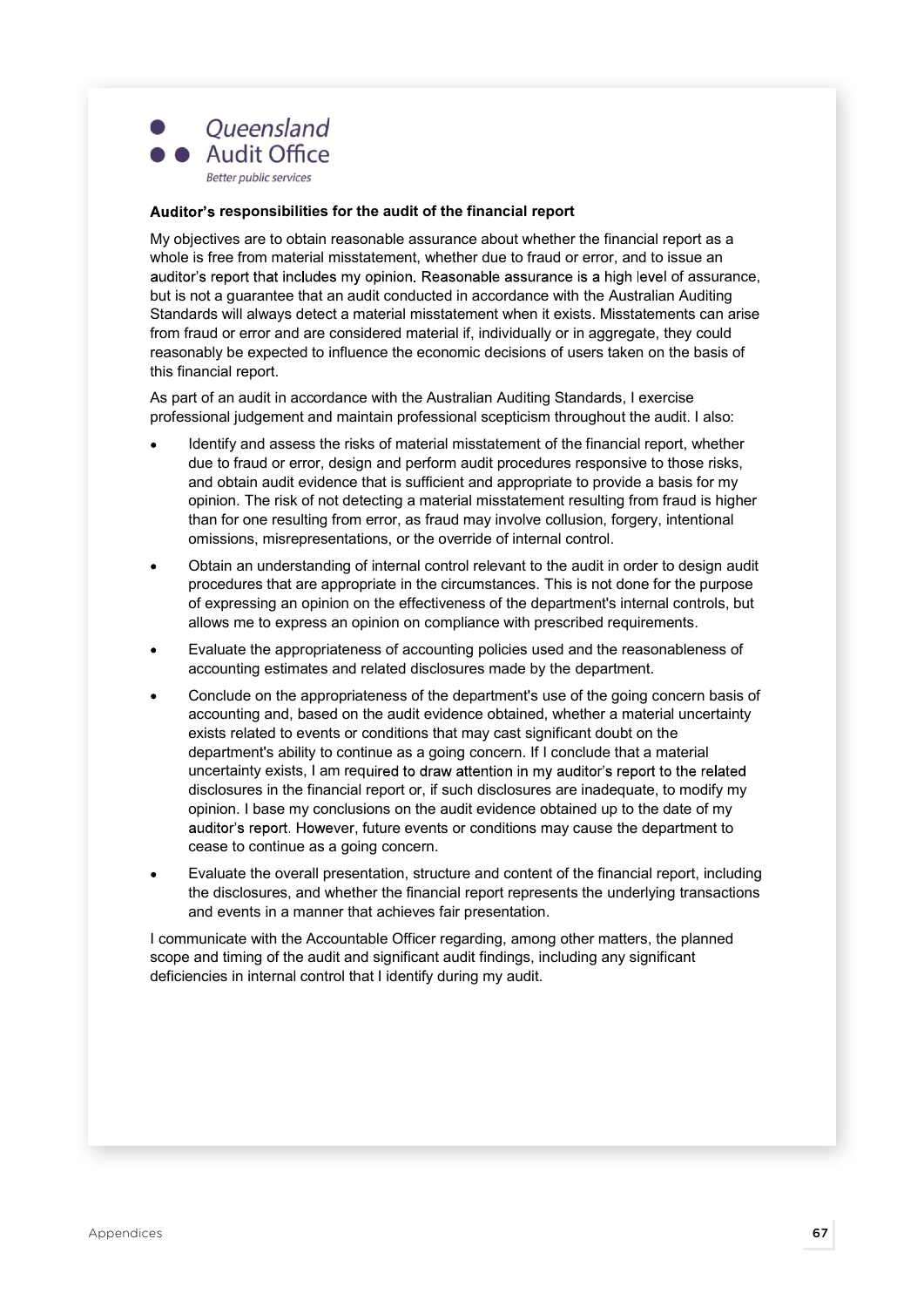Queensland Audit Office

*Better public services*

**Auditor's responsibilities for the audit of the financial report**

My objectives are to obtain reasonable assurance about whether the financial report as a whole is free from material misstatement, whether due to fraud or error, and to issue an auditor's report that includes my opinion. Reasonable assurance is a high level of assurance, but is not a guarantee that an audit conducted in accordance with the Australian Auditing Standards will always detect a material misstatement when it exists. Misstatements can arise from fraud or error and are considered material if, individually or in aggregate, they could reasonably be expected to influence the economic decisions of users taken on the basis of this financial report.

As part of an audit in accordance with the Australian Auditing Standards, I exercise professional judgement and maintain professional scepticism throughout the audit. I also:

- Identify and assess the risks of material misstatement of the financial report, whether due to fraud or error, design and perform audit procedures responsive to those risks, and obtain audit evidence that is sufficient and appropriate to provide a basis for my opinion. The risk of not detecting a material misstatement resulting from fraud is higher than for one resulting from error, as fraud may involve collusion, forgery, intentional omissions, misrepresentations, or the override of internal control.
- Obtain an understanding of internal control relevant to the audit in order to design audit procedures that are appropriate in the circumstances. This is not done for the purpose of expressing an opinion on the effectiveness of the department's internal controls, but allows me to express an opinion on compliance with prescribed requirements.
- Evaluate the appropriateness of accounting policies used and the reasonableness of accounting estimates and related disclosures made by the department.
- Conclude on the appropriateness of the department's use of the going concern basis of accounting and, based on the audit evidence obtained, whether a material uncertainty exists related to events or conditions that may cast significant doubt on the department's ability to continue as a going concern. If I conclude that a material uncertainty exists, I am required to draw attention in my auditor's report to the related disclosures in the financial report or, if such disclosures are inadequate, to modify my opinion. I base my conclusions on the audit evidence obtained up to the date of my auditor's report. However, future events or conditions may cause the department to cease to continue as a going concern.
- Evaluate the overall presentation, structure and content of the financial report, including the disclosures, and whether the financial report represents the underlying transactions and events in a manner that achieves fair presentation.

I communicate with the Accountable Officer regarding, among other matters, the planned scope and timing of the audit and significant audit findings, including any significant deficiencies in internal control that I identify during my audit.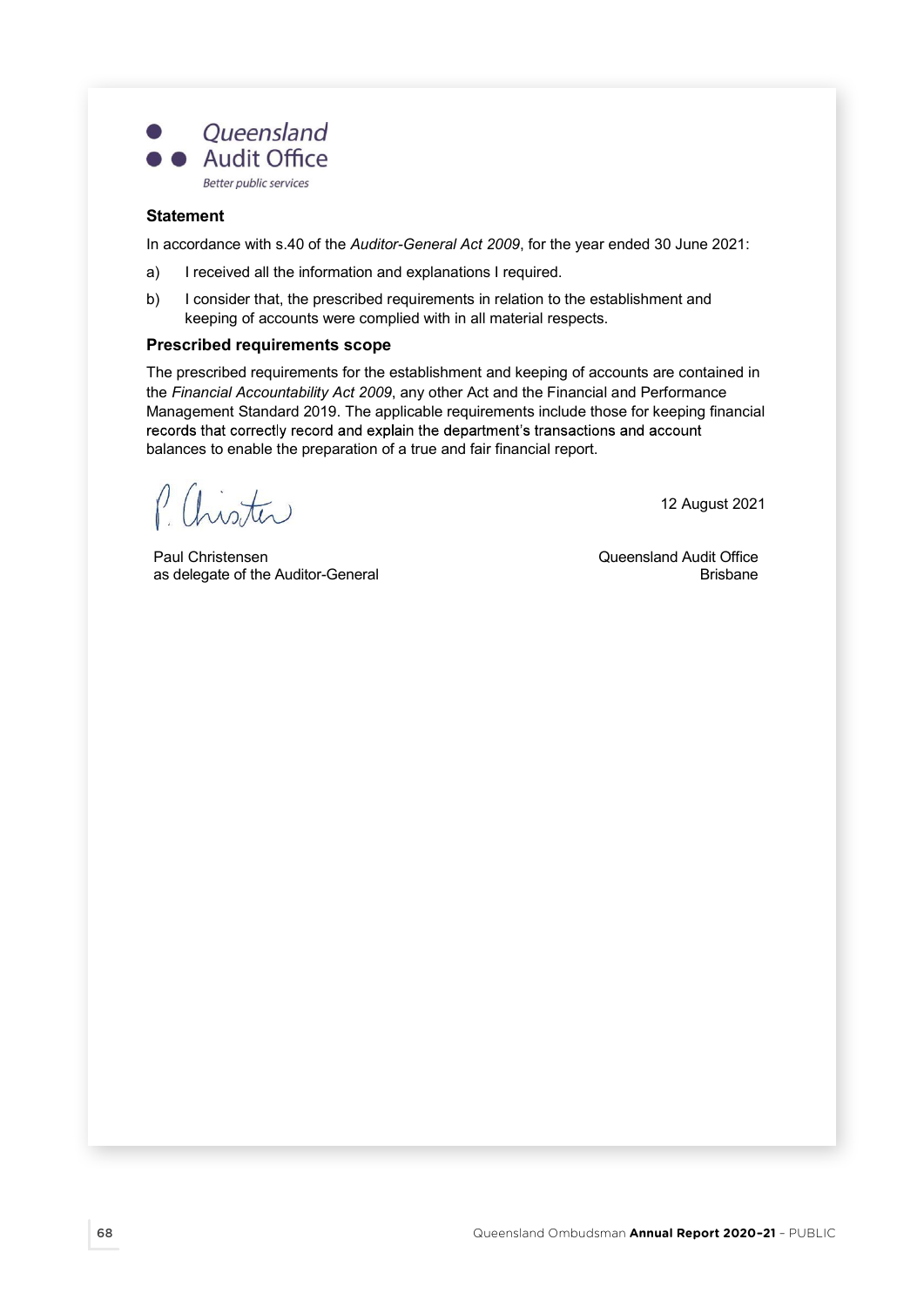Queensland Audit Office
*Better public services*

### Statement

In accordance with s.40 of the *Auditor-General Act 2009*, for the year ended 30 June 2021:

a) I received all the information and explanations I required.

b) I consider that, the prescribed requirements in relation to the establishment and keeping of accounts were complied with in all material respects.

### Prescribed requirements scope

The prescribed requirements for the establishment and keeping of accounts are contained in the *Financial Accountability Act 2009*, any other Act and the Financial and Performance Management Standard 2019. The applicable requirements include those for keeping financial records that correctly record and explain the department's transactions and account balances to enable the preparation of a true and fair financial report.

12 August 2021

Paul Christensen
as delegate of the Auditor-General

Queensland Audit Office
Brisbane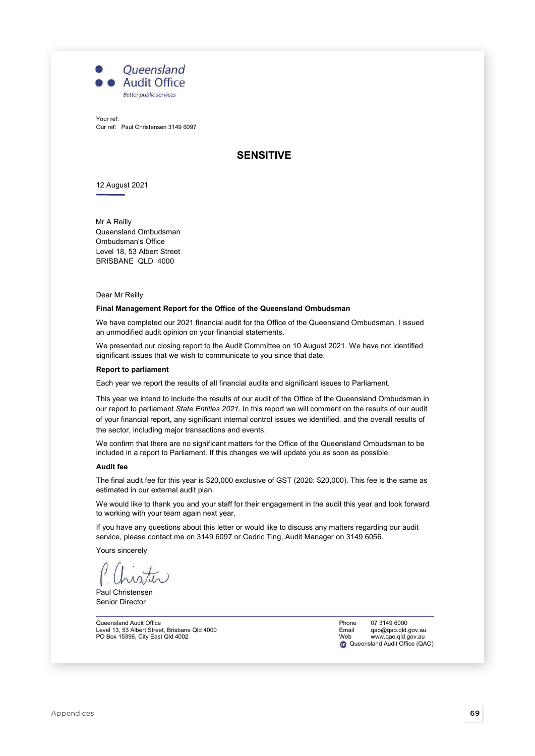Queensland Audit Office
Better public services

Your ref:
Our ref: Paul Christensen 3149 6097

**SENSITIVE**

12 August 2021

Mr A Reilly
Queensland Ombudsman
Ombudsman's Office
Level 18, 53 Albert Street
BRISBANE QLD 4000

Dear Mr Reilly

**Final Management Report for the Office of the Queensland Ombudsman**

We have completed our 2021 financial audit for the Office of the Queensland Ombudsman. I issued an unmodified audit opinion on your financial statements.

We presented our closing report to the Audit Committee on 10 August 2021. We have not identified significant issues that we wish to communicate to you since that date.

**Report to parliament**

Each year we report the results of all financial audits and significant issues to Parliament.

This year we intend to include the results of our audit of the Office of the Queensland Ombudsman in our report to parliament *State Entities 2021*. In this report we will comment on the results of our audit of your financial report, any significant internal control issues we identified, and the overall results of the sector, including major transactions and events.

We confirm that there are no significant matters for the Office of the Queensland Ombudsman to be included in a report to Parliament. If this changes we will update you as soon as possible.

**Audit fee**

The final audit fee for this year is $20,000 exclusive of GST (2020: $20,000). This fee is the same as estimated in our external audit plan.

We would like to thank you and your staff for their engagement in the audit this year and look forward to working with your team again next year.

If you have any questions about this letter or would like to discuss any matters regarding our audit service, please contact me on 3149 6097 or Cedric Ting, Audit Manager on 3149 6056.

Yours sincerely

P. Christen

Paul Christensen
Senior Director

Queensland Audit Office
Level 13, 53 Albert Street, Brisbane Qld 4000
PO Box 15396, City East Qld 4002

Phone 07 3149 6000
Email qao@qao.qld.gov.au
Web www.qao.qld.gov.au
Queensland Audit Office (QAO)